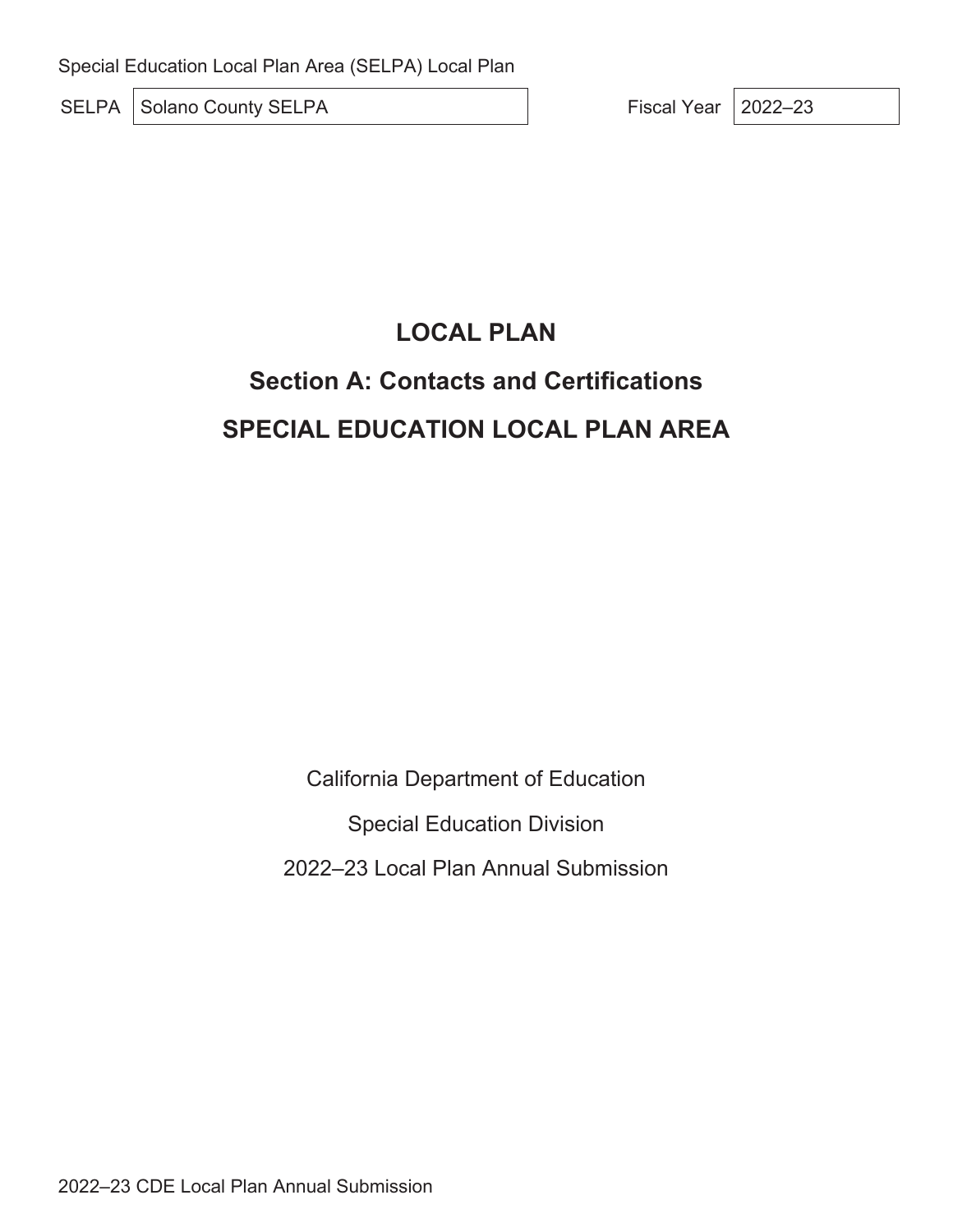Special Education Local Plan Area (SELPA) Local Plan

SELPA: Solano County SELPA

Fiscal Year: 2022–23

# LOCAL PLAN

## Section A: Contacts and Certifications

## SPECIAL EDUCATION LOCAL PLAN AREA

California Department of Education

Special Education Division

2022–23 Local Plan Annual Submission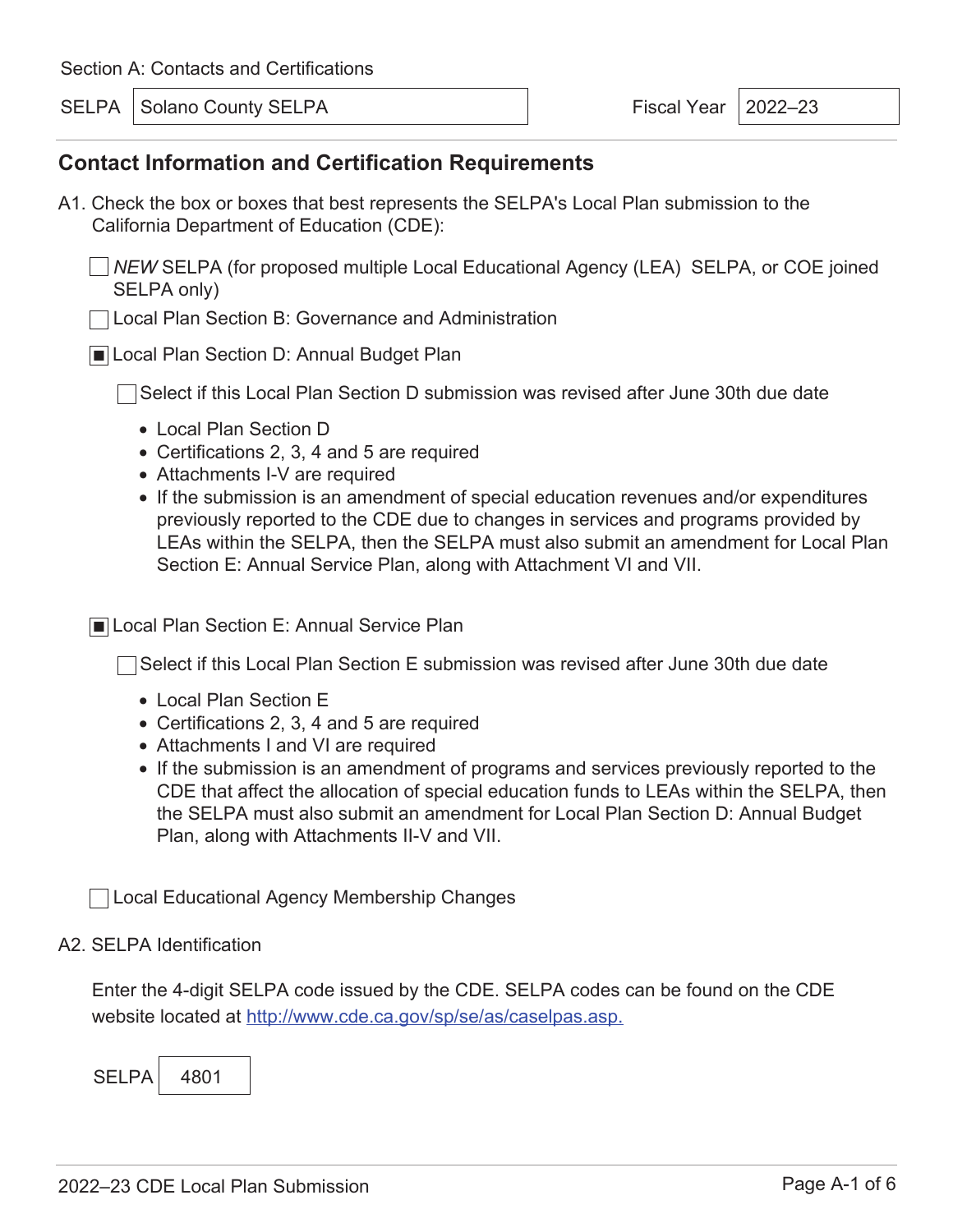Section A: Contacts and Certifications

SELPA: Solano County SELPA

Fiscal Year: 2022–23

## Contact Information and Certification Requirements

A1. Check the box or boxes that best represents the SELPA's Local Plan submission to the California Department of Education (CDE):

☐ *NEW* SELPA (for proposed multiple Local Educational Agency (LEA) SELPA, or COE joined SELPA only)

☐ Local Plan Section B: Governance and Administration

☒ Local Plan Section D: Annual Budget Plan

☐ Select if this Local Plan Section D submission was revised after June 30th due date

- Local Plan Section D
- Certifications 2, 3, 4 and 5 are required
- Attachments I-V are required
- If the submission is an amendment of special education revenues and/or expenditures previously reported to the CDE due to changes in services and programs provided by LEAs within the SELPA, then the SELPA must also submit an amendment for Local Plan Section E: Annual Service Plan, along with Attachment VI and VII.

☒ Local Plan Section E: Annual Service Plan

☐ Select if this Local Plan Section E submission was revised after June 30th due date

- Local Plan Section E
- Certifications 2, 3, 4 and 5 are required
- Attachments I and VI are required
- If the submission is an amendment of programs and services previously reported to the CDE that affect the allocation of special education funds to LEAs within the SELPA, then the SELPA must also submit an amendment for Local Plan Section D: Annual Budget Plan, along with Attachments II-V and VII.

☐ Local Educational Agency Membership Changes

A2. SELPA Identification

Enter the 4-digit SELPA code issued by the CDE. SELPA codes can be found on the CDE website located at http://www.cde.ca.gov/sp/se/as/caselpas.asp.

SELPA: 4801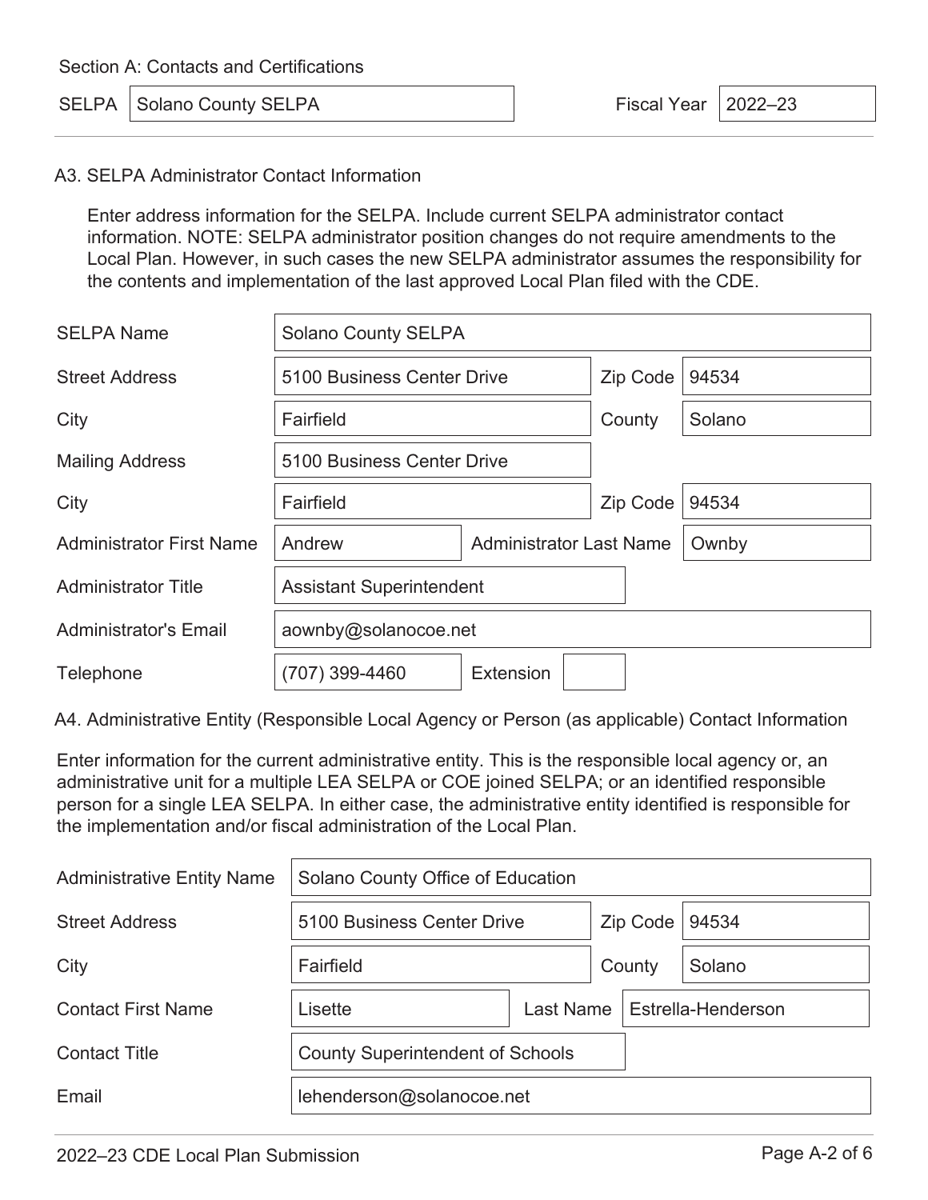Section A: Contacts and Certifications

| SELPA | Solano County SELPA | Fiscal Year | 2022–23 |
|---|---|---|---|

## A3. SELPA Administrator Contact Information

Enter address information for the SELPA. Include current SELPA administrator contact information. NOTE: SELPA administrator position changes do not require amendments to the Local Plan. However, in such cases the new SELPA administrator assumes the responsibility for the contents and implementation of the last approved Local Plan filed with the CDE.

| | | | |
|---|---|---|---|
| SELPA Name | Solano County SELPA | | |
| Street Address | 5100 Business Center Drive | Zip Code | 94534 |
| City | Fairfield | County | Solano |
| Mailing Address | 5100 Business Center Drive | | |
| City | Fairfield | Zip Code | 94534 |
| Administrator First Name | Andrew | Administrator Last Name | Ownby |
| Administrator Title | Assistant Superintendent | | |
| Administrator's Email | aownby@solanocoe.net | | |
| Telephone | (707) 399-4460 | Extension | |

## A4. Administrative Entity (Responsible Local Agency or Person (as applicable) Contact Information

Enter information for the current administrative entity. This is the responsible local agency or, an administrative unit for a multiple LEA SELPA or COE joined SELPA; or an identified responsible person for a single LEA SELPA. In either case, the administrative entity identified is responsible for the implementation and/or fiscal administration of the Local Plan.

| | | | |
|---|---|---|---|
| Administrative Entity Name | Solano County Office of Education | | |
| Street Address | 5100 Business Center Drive | Zip Code | 94534 |
| City | Fairfield | County | Solano |
| Contact First Name | Lisette | Last Name | Estrella-Henderson |
| Contact Title | County Superintendent of Schools | | |
| Email | lehenderson@solanocoe.net | | |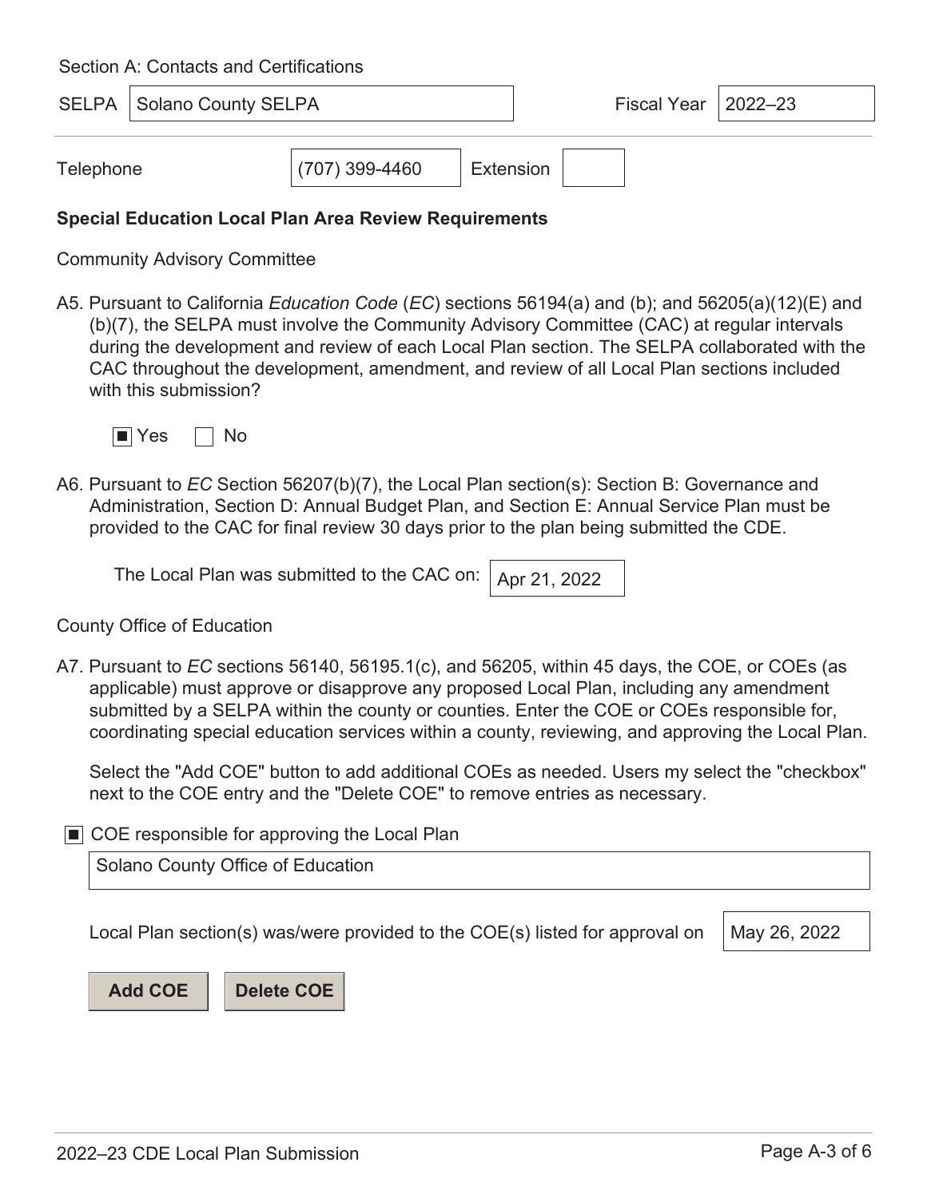Section A: Contacts and Certifications

SELPA: Solano County SELPA

Fiscal Year: 2022–23

Telephone: (707) 399-4460 Extension:

**Special Education Local Plan Area Review Requirements**

Community Advisory Committee

A5. Pursuant to California *Education Code* (*EC*) sections 56194(a) and (b); and 56205(a)(12)(E) and (b)(7), the SELPA must involve the Community Advisory Committee (CAC) at regular intervals during the development and review of each Local Plan section. The SELPA collaborated with the CAC throughout the development, amendment, and review of all Local Plan sections included with this submission?

☒ Yes ☐ No

A6. Pursuant to *EC* Section 56207(b)(7), the Local Plan section(s): Section B: Governance and Administration, Section D: Annual Budget Plan, and Section E: Annual Service Plan must be provided to the CAC for final review 30 days prior to the plan being submitted the CDE.

The Local Plan was submitted to the CAC on: Apr 21, 2022

County Office of Education

A7. Pursuant to *EC* sections 56140, 56195.1(c), and 56205, within 45 days, the COE, or COEs (as applicable) must approve or disapprove any proposed Local Plan, including any amendment submitted by a SELPA within the county or counties. Enter the COE or COEs responsible for, coordinating special education services within a county, reviewing, and approving the Local Plan.

Select the "Add COE" button to add additional COEs as needed. Users my select the "checkbox" next to the COE entry and the "Delete COE" to remove entries as necessary.

☒ COE responsible for approving the Local Plan

Solano County Office of Education

Local Plan section(s) was/were provided to the COE(s) listed for approval on: May 26, 2022

Add COE | Delete COE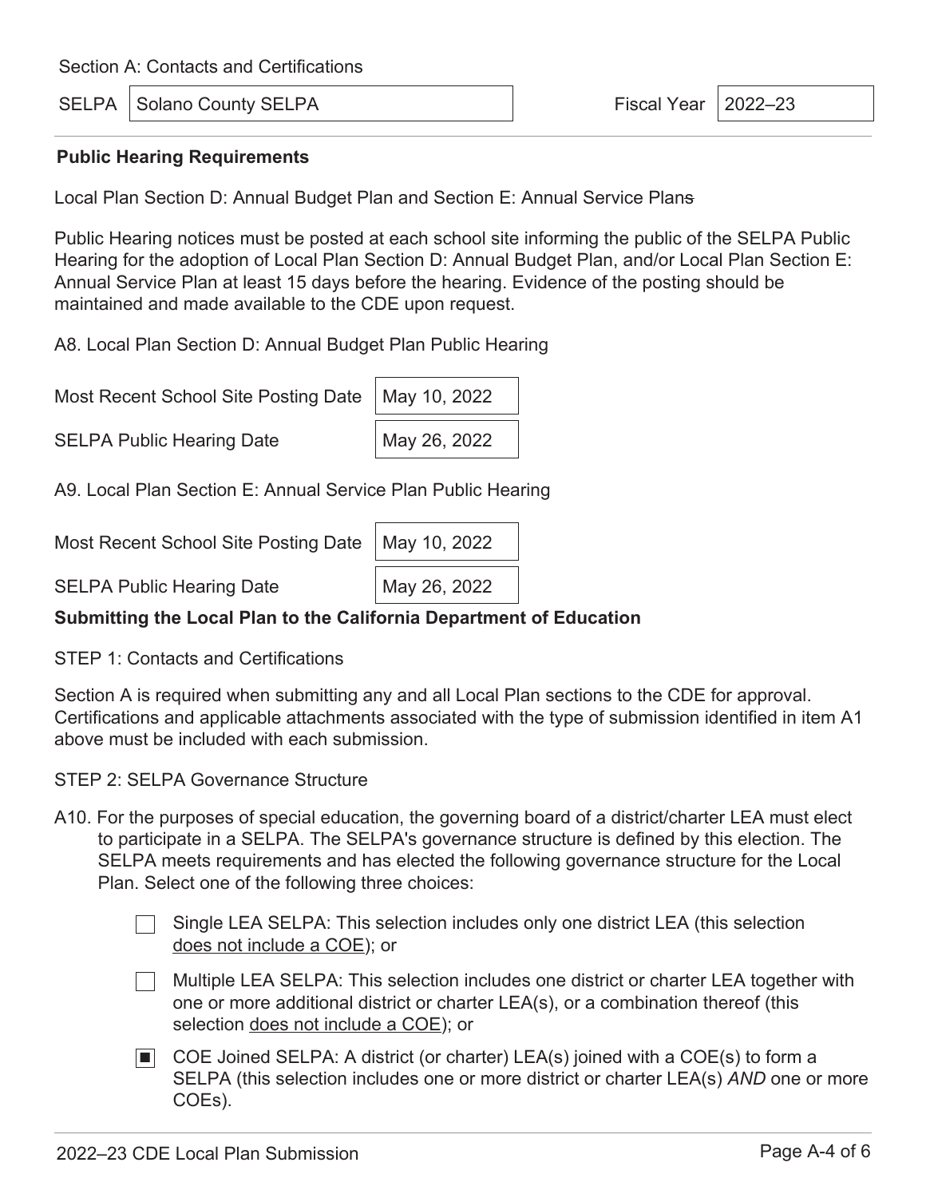Section A: Contacts and Certifications

| SELPA | Solano County SELPA | Fiscal Year | 2022–23 |
|---|---|---|---|

**Public Hearing Requirements**

Local Plan Section D: Annual Budget Plan and Section E: Annual Service Plans

Public Hearing notices must be posted at each school site informing the public of the SELPA Public Hearing for the adoption of Local Plan Section D: Annual Budget Plan, and/or Local Plan Section E: Annual Service Plan at least 15 days before the hearing. Evidence of the posting should be maintained and made available to the CDE upon request.

A8. Local Plan Section D: Annual Budget Plan Public Hearing

| | |
|---|---|
| Most Recent School Site Posting Date | May 10, 2022 |
| SELPA Public Hearing Date | May 26, 2022 |

A9. Local Plan Section E: Annual Service Plan Public Hearing

| | |
|---|---|
| Most Recent School Site Posting Date | May 10, 2022 |
| SELPA Public Hearing Date | May 26, 2022 |

**Submitting the Local Plan to the California Department of Education**

STEP 1: Contacts and Certifications

Section A is required when submitting any and all Local Plan sections to the CDE for approval. Certifications and applicable attachments associated with the type of submission identified in item A1 above must be included with each submission.

STEP 2: SELPA Governance Structure

A10. For the purposes of special education, the governing board of a district/charter LEA must elect to participate in a SELPA. The SELPA's governance structure is defined by this election. The SELPA meets requirements and has elected the following governance structure for the Local Plan. Select one of the following three choices:

- ☐ Single LEA SELPA: This selection includes only one district LEA (this selection does not include a COE); or
- ☐ Multiple LEA SELPA: This selection includes one district or charter LEA together with one or more additional district or charter LEA(s), or a combination thereof (this selection does not include a COE); or
- ☒ COE Joined SELPA: A district (or charter) LEA(s) joined with a COE(s) to form a SELPA (this selection includes one or more district or charter LEA(s) *AND* one or more COEs).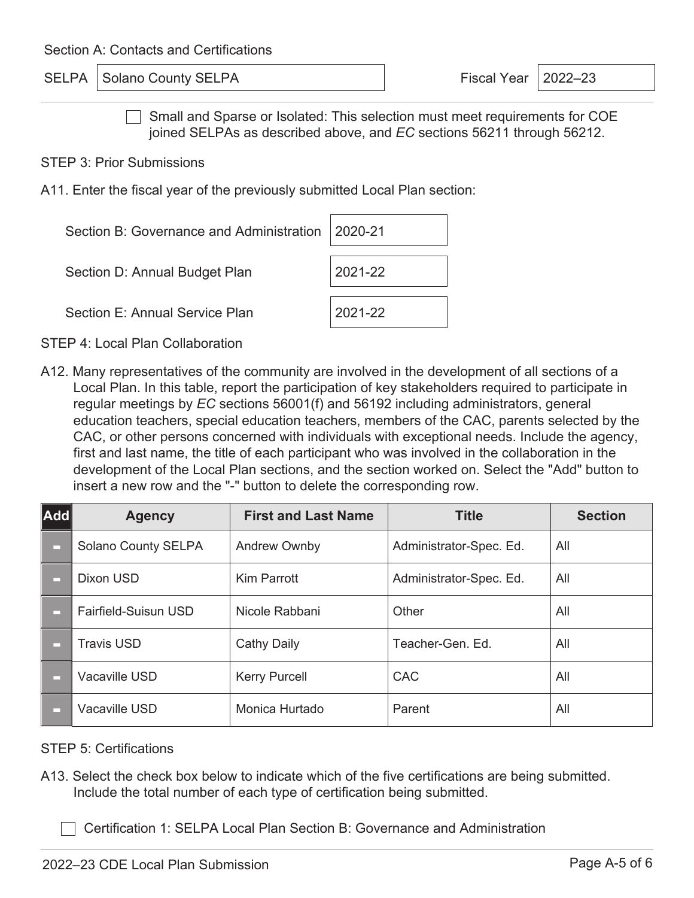Section A: Contacts and Certifications

SELPA: Solano County SELPA

Fiscal Year: 2022–23

☐ Small and Sparse or Isolated: This selection must meet requirements for COE joined SELPAs as described above, and *EC* sections 56211 through 56212.

STEP 3: Prior Submissions

A11. Enter the fiscal year of the previously submitted Local Plan section:

| Section | Fiscal Year |
|---|---|
| Section B: Governance and Administration | 2020-21 |
| Section D: Annual Budget Plan | 2021-22 |
| Section E: Annual Service Plan | 2021-22 |

STEP 4: Local Plan Collaboration

A12. Many representatives of the community are involved in the development of all sections of a Local Plan. In this table, report the participation of key stakeholders required to participate in regular meetings by *EC* sections 56001(f) and 56192 including administrators, general education teachers, special education teachers, members of the CAC, parents selected by the CAC, or other persons concerned with individuals with exceptional needs. Include the agency, first and last name, the title of each participant who was involved in the collaboration in the development of the Local Plan sections, and the section worked on. Select the "Add" button to insert a new row and the "-" button to delete the corresponding row.

| Add | Agency | First and Last Name | Title | Section |
|---|---|---|---|---|
| - | Solano County SELPA | Andrew Ownby | Administrator-Spec. Ed. | All |
| - | Dixon USD | Kim Parrott | Administrator-Spec. Ed. | All |
| - | Fairfield-Suisun USD | Nicole Rabbani | Other | All |
| - | Travis USD | Cathy Daily | Teacher-Gen. Ed. | All |
| - | Vacaville USD | Kerry Purcell | CAC | All |
| - | Vacaville USD | Monica Hurtado | Parent | All |

STEP 5: Certifications

A13. Select the check box below to indicate which of the five certifications are being submitted. Include the total number of each type of certification being submitted.

☐ Certification 1: SELPA Local Plan Section B: Governance and Administration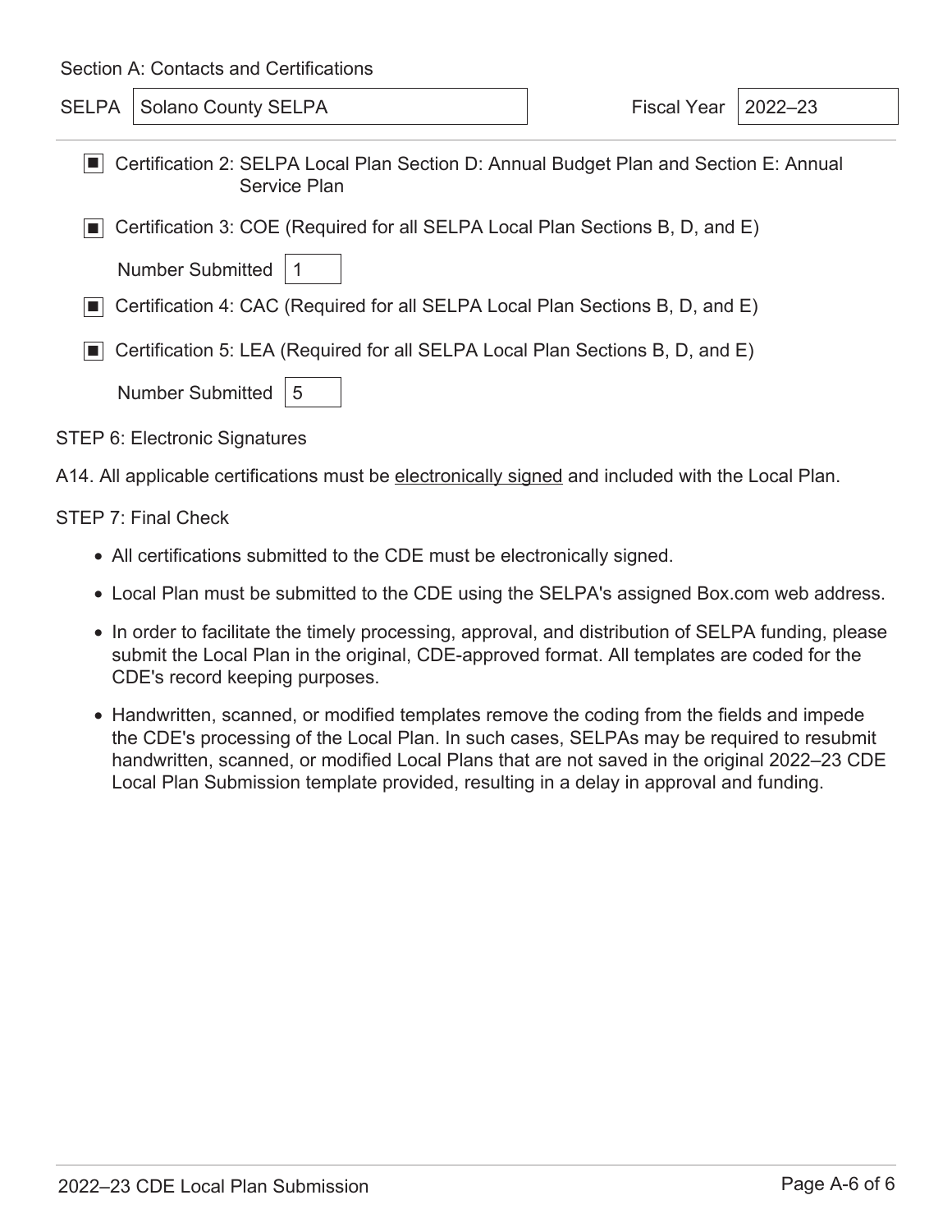Section A: Contacts and Certifications

SELPA: Solano County SELPA | Fiscal Year: 2022–23

- [x] Certification 2: SELPA Local Plan Section D: Annual Budget Plan and Section E: Annual Service Plan
- [x] Certification 3: COE (Required for all SELPA Local Plan Sections B, D, and E)

  Number Submitted: 1

- [x] Certification 4: CAC (Required for all SELPA Local Plan Sections B, D, and E)
- [x] Certification 5: LEA (Required for all SELPA Local Plan Sections B, D, and E)

  Number Submitted: 5

STEP 6: Electronic Signatures

A14. All applicable certifications must be electronically signed and included with the Local Plan.

STEP 7: Final Check

- All certifications submitted to the CDE must be electronically signed.
- Local Plan must be submitted to the CDE using the SELPA's assigned Box.com web address.
- In order to facilitate the timely processing, approval, and distribution of SELPA funding, please submit the Local Plan in the original, CDE-approved format. All templates are coded for the CDE's record keeping purposes.
- Handwritten, scanned, or modified templates remove the coding from the fields and impede the CDE's processing of the Local Plan. In such cases, SELPAs may be required to resubmit handwritten, scanned, or modified Local Plans that are not saved in the original 2022–23 CDE Local Plan Submission template provided, resulting in a delay in approval and funding.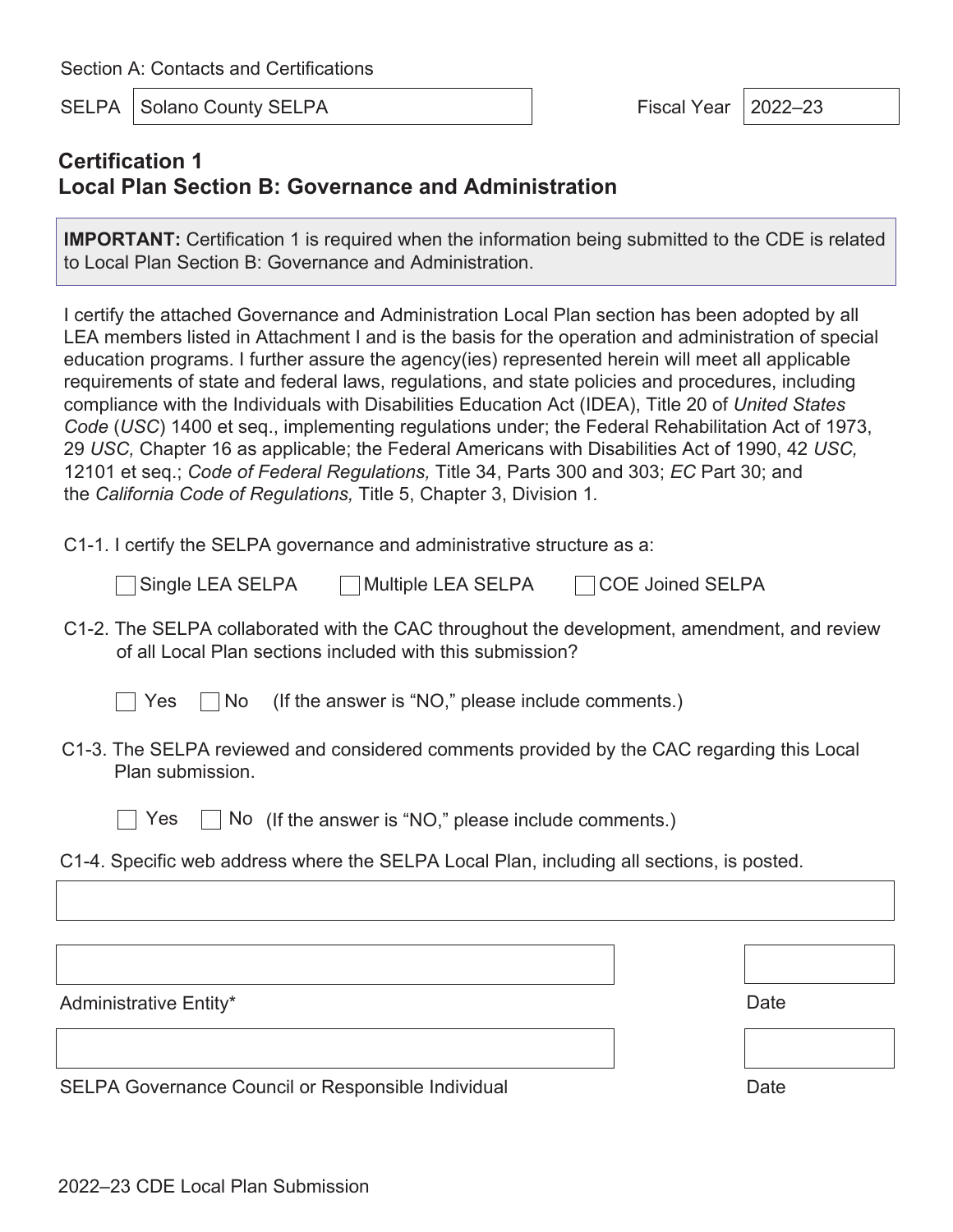Section A: Contacts and Certifications

SELPA: Solano County SELPA

Fiscal Year: 2022–23

## Certification 1
## Local Plan Section B: Governance and Administration

**IMPORTANT:** Certification 1 is required when the information being submitted to the CDE is related to Local Plan Section B: Governance and Administration.

I certify the attached Governance and Administration Local Plan section has been adopted by all LEA members listed in Attachment I and is the basis for the operation and administration of special education programs. I further assure the agency(ies) represented herein will meet all applicable requirements of state and federal laws, regulations, and state policies and procedures, including compliance with the Individuals with Disabilities Education Act (IDEA), Title 20 of *United States Code* (*USC*) 1400 et seq., implementing regulations under; the Federal Rehabilitation Act of 1973, 29 *USC,* Chapter 16 as applicable; the Federal Americans with Disabilities Act of 1990, 42 *USC,* 12101 et seq.; *Code of Federal Regulations,* Title 34, Parts 300 and 303; *EC* Part 30; and the *California Code of Regulations,* Title 5, Chapter 3, Division 1*.*

C1-1. I certify the SELPA governance and administrative structure as a:

☐ Single LEA SELPA ☐ Multiple LEA SELPA ☐ COE Joined SELPA

C1-2. The SELPA collaborated with the CAC throughout the development, amendment, and review of all Local Plan sections included with this submission?

☐ Yes ☐ No (If the answer is "NO," please include comments.)

C1-3. The SELPA reviewed and considered comments provided by the CAC regarding this Local Plan submission.

☐ Yes ☐ No (If the answer is "NO," please include comments.)

C1-4. Specific web address where the SELPA Local Plan, including all sections, is posted.

| |
|---|
| |

| | | |
|---|---|---|
| | | |
| Administrative Entity* | | Date |
| | | |
| SELPA Governance Council or Responsible Individual | | Date |

2022–23 CDE Local Plan Submission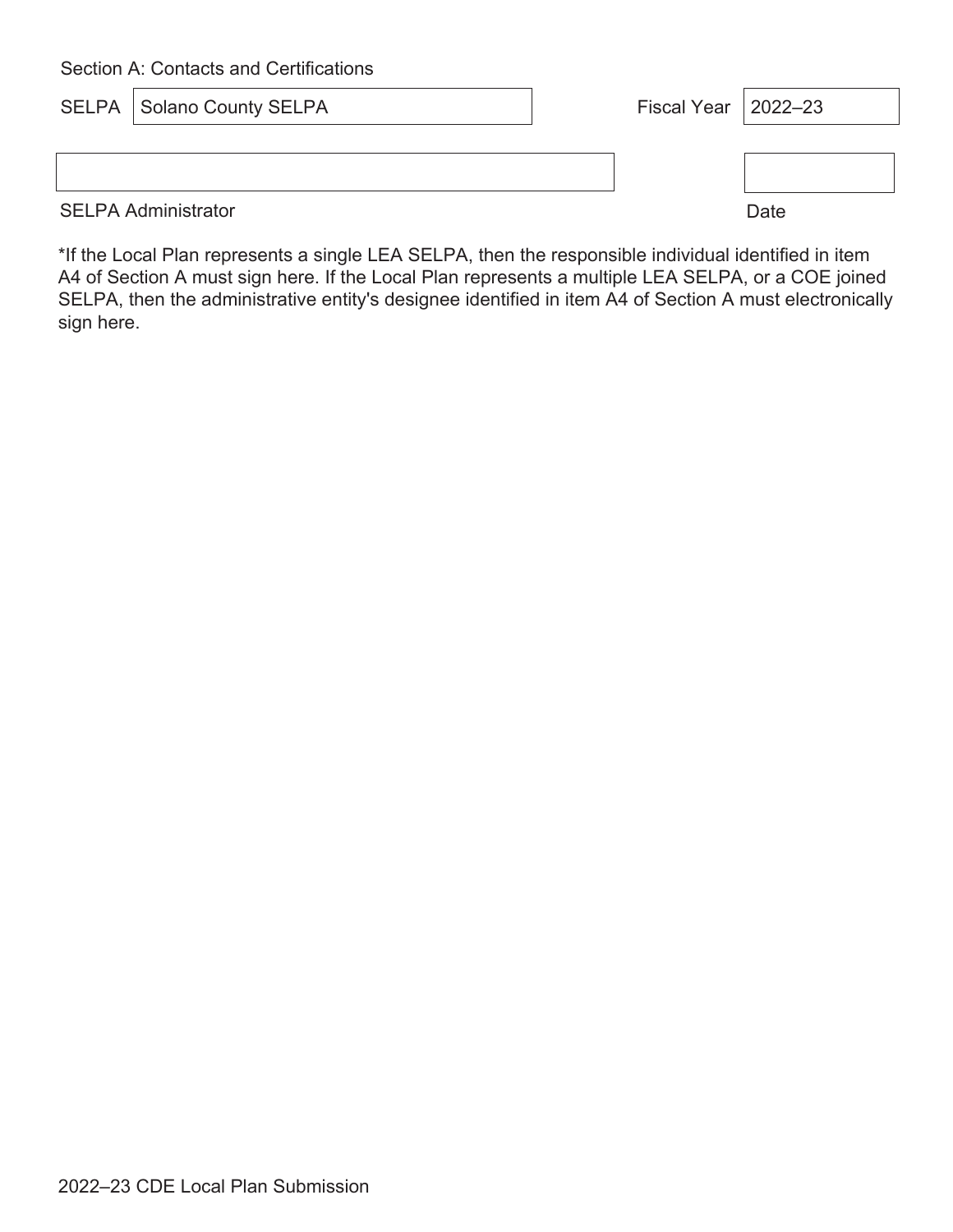Section A: Contacts and Certifications

| SELPA | Solano County SELPA | Fiscal Year | 2022–23 |
|---|---|---|---|

| | |
|---|---|
| | |
| SELPA Administrator | Date |

*If the Local Plan represents a single LEA SELPA, then the responsible individual identified in item A4 of Section A must sign here. If the Local Plan represents a multiple LEA SELPA, or a COE joined SELPA, then the administrative entity's designee identified in item A4 of Section A must electronically sign here.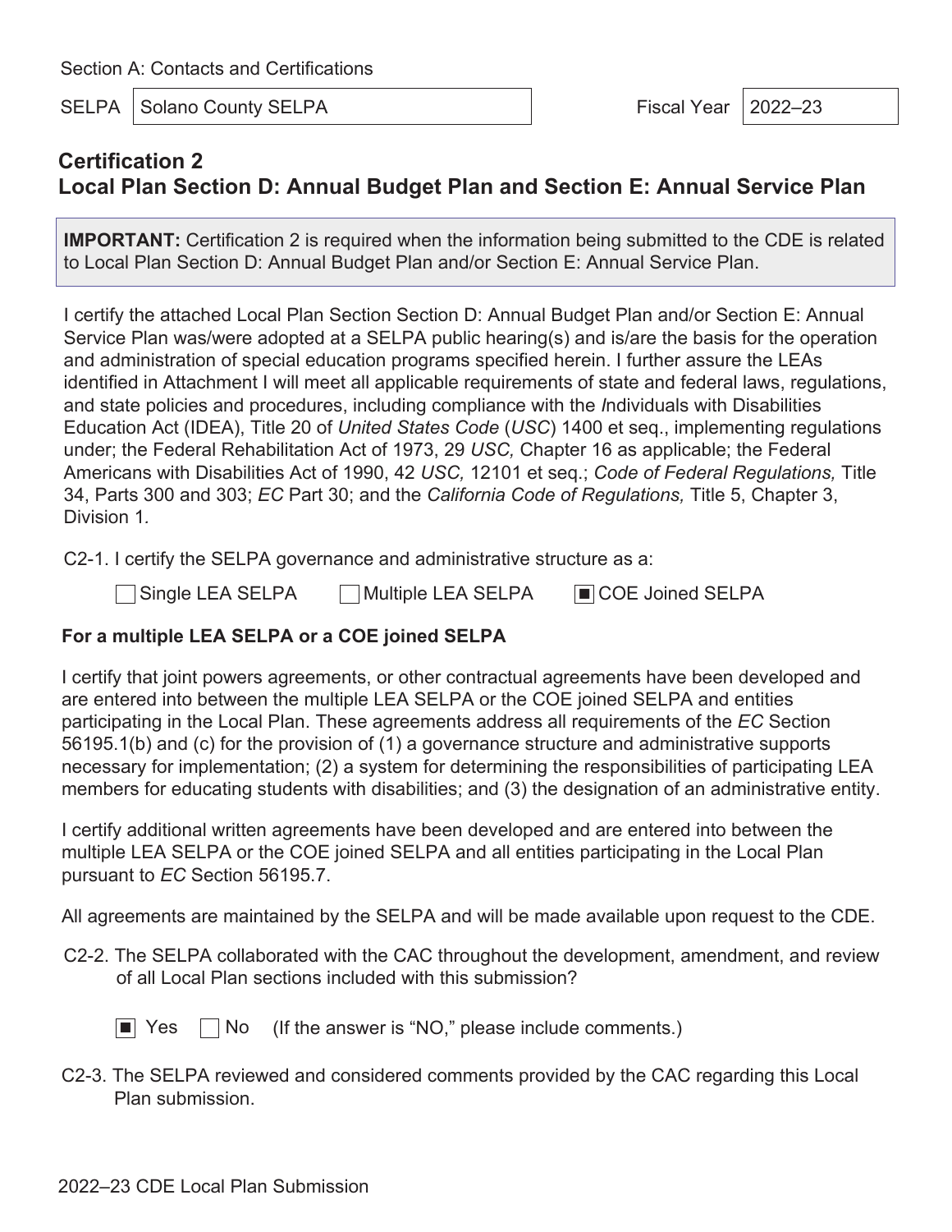Section A: Contacts and Certifications

| SELPA | Solano County SELPA | Fiscal Year | 2022–23 |
|---|---|---|---|

## Certification 2
## Local Plan Section D: Annual Budget Plan and Section E: Annual Service Plan

**IMPORTANT:** Certification 2 is required when the information being submitted to the CDE is related to Local Plan Section D: Annual Budget Plan and/or Section E: Annual Service Plan.

I certify the attached Local Plan Section Section D: Annual Budget Plan and/or Section E: Annual Service Plan was/were adopted at a SELPA public hearing(s) and is/are the basis for the operation and administration of special education programs specified herein. I further assure the LEAs identified in Attachment I will meet all applicable requirements of state and federal laws, regulations, and state policies and procedures, including compliance with the *I*ndividuals with Disabilities Education Act (IDEA), Title 20 of *United States Code* (*USC*) 1400 et seq., implementing regulations under; the Federal Rehabilitation Act of 1973, 29 *USC,* Chapter 16 as applicable; the Federal Americans with Disabilities Act of 1990, 42 *USC,* 12101 et seq.; *Code of Federal Regulations,* Title 34, Parts 300 and 303; *EC* Part 30; and the *California Code of Regulations,* Title 5, Chapter 3, Division 1.

C2-1. I certify the SELPA governance and administrative structure as a:

☐ Single LEA SELPA ☐ Multiple LEA SELPA ☒ COE Joined SELPA

**For a multiple LEA SELPA or a COE joined SELPA**

I certify that joint powers agreements, or other contractual agreements have been developed and are entered into between the multiple LEA SELPA or the COE joined SELPA and entities participating in the Local Plan. These agreements address all requirements of the *EC* Section 56195.1(b) and (c) for the provision of (1) a governance structure and administrative supports necessary for implementation; (2) a system for determining the responsibilities of participating LEA members for educating students with disabilities; and (3) the designation of an administrative entity.

I certify additional written agreements have been developed and are entered into between the multiple LEA SELPA or the COE joined SELPA and all entities participating in the Local Plan pursuant to *EC* Section 56195.7.

All agreements are maintained by the SELPA and will be made available upon request to the CDE.

C2-2. The SELPA collaborated with the CAC throughout the development, amendment, and review of all Local Plan sections included with this submission?

☒ Yes ☐ No (If the answer is "NO," please include comments.)

C2-3. The SELPA reviewed and considered comments provided by the CAC regarding this Local Plan submission.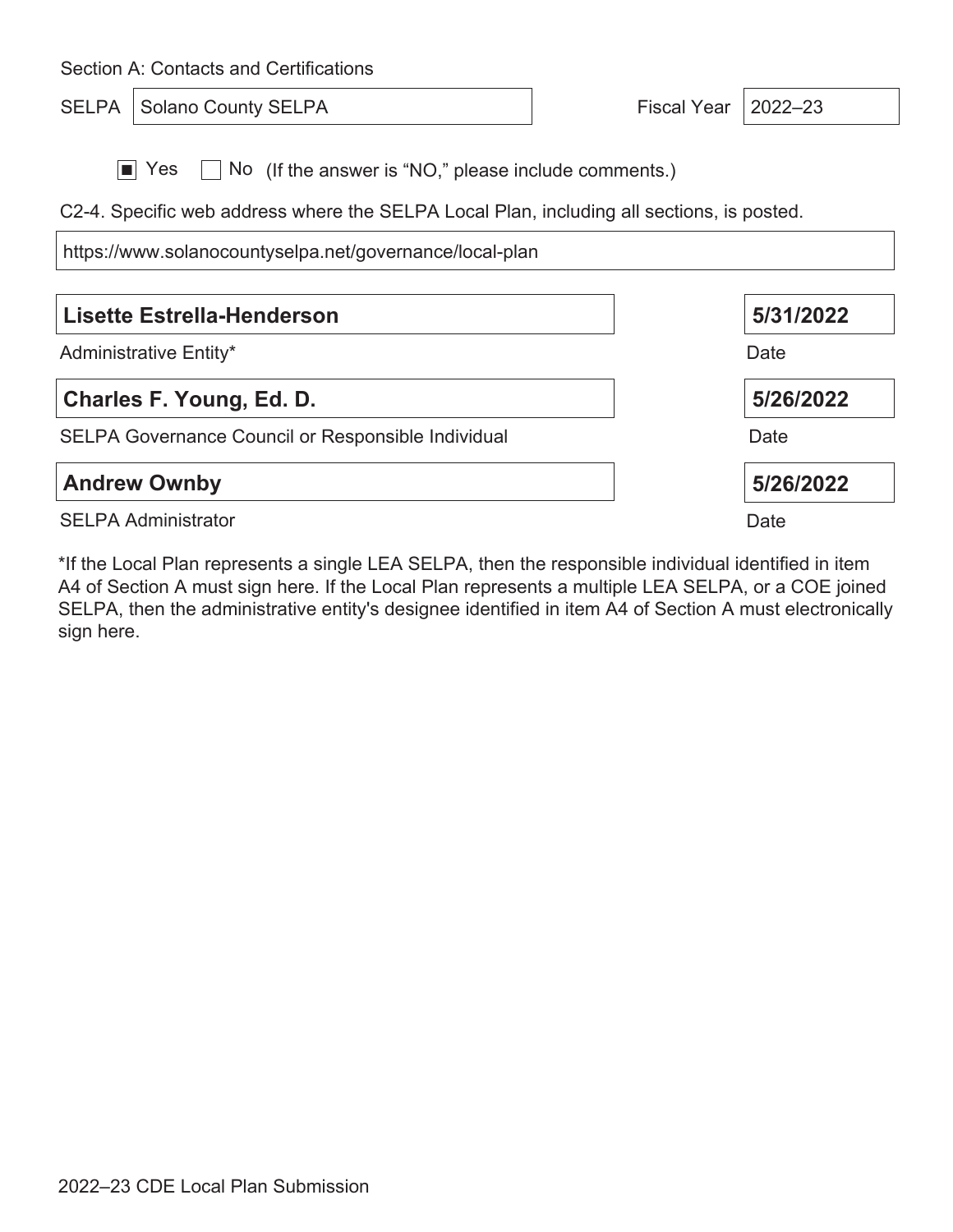Section A: Contacts and Certifications

SELPA: Solano County SELPA

Fiscal Year: 2022–23

■ Yes ☐ No (If the answer is “NO,” please include comments.)

C2-4. Specific web address where the SELPA Local Plan, including all sections, is posted.

https://www.solanocountyselpa.net/governance/local-plan

| | |
|---|---|
| **Lisette Estrella-Henderson** | **5/31/2022** |
| Administrative Entity* | Date |
| **Charles F. Young, Ed. D.** | **5/26/2022** |
| SELPA Governance Council or Responsible Individual | Date |
| **Andrew Ownby** | **5/26/2022** |
| SELPA Administrator | Date |

*If the Local Plan represents a single LEA SELPA, then the responsible individual identified in item A4 of Section A must sign here. If the Local Plan represents a multiple LEA SELPA, or a COE joined SELPA, then the administrative entity's designee identified in item A4 of Section A must electronically sign here.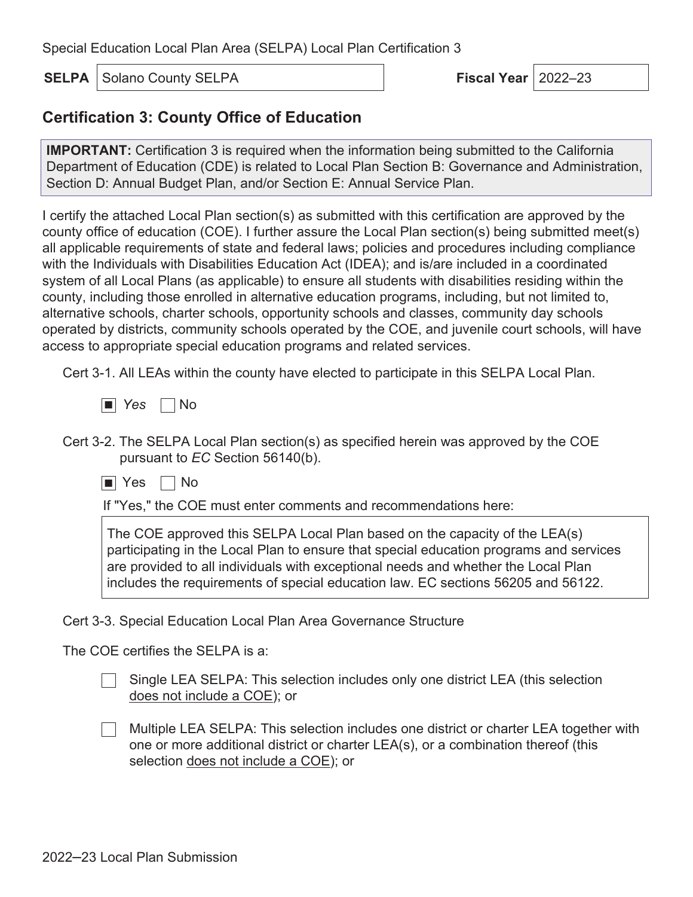Special Education Local Plan Area (SELPA) Local Plan Certification 3

**SELPA** | Solano County SELPA | **Fiscal Year** | 2022–23

## Certification 3: County Office of Education

**IMPORTANT:** Certification 3 is required when the information being submitted to the California Department of Education (CDE) is related to Local Plan Section B: Governance and Administration, Section D: Annual Budget Plan, and/or Section E: Annual Service Plan.

I certify the attached Local Plan section(s) as submitted with this certification are approved by the county office of education (COE). I further assure the Local Plan section(s) being submitted meet(s) all applicable requirements of state and federal laws; policies and procedures including compliance with the Individuals with Disabilities Education Act (IDEA); and is/are included in a coordinated system of all Local Plans (as applicable) to ensure all students with disabilities residing within the county, including those enrolled in alternative education programs, including, but not limited to, alternative schools, charter schools, opportunity schools and classes, community day schools operated by districts, community schools operated by the COE, and juvenile court schools, will have access to appropriate special education programs and related services.

Cert 3-1. All LEAs within the county have elected to participate in this SELPA Local Plan.

☒ *Yes* ☐ No

Cert 3-2. The SELPA Local Plan section(s) as specified herein was approved by the COE pursuant to *EC* Section 56140(b).

☒ Yes ☐ No

If "Yes," the COE must enter comments and recommendations here:

> The COE approved this SELPA Local Plan based on the capacity of the LEA(s) participating in the Local Plan to ensure that special education programs and services are provided to all individuals with exceptional needs and whether the Local Plan includes the requirements of special education law. EC sections 56205 and 56122.

Cert 3-3. Special Education Local Plan Area Governance Structure

The COE certifies the SELPA is a:

☐ Single LEA SELPA: This selection includes only one district LEA (this selection <u>does not include a COE</u>); or

☐ Multiple LEA SELPA: This selection includes one district or charter LEA together with one or more additional district or charter LEA(s), or a combination thereof (this selection <u>does not include a COE</u>); or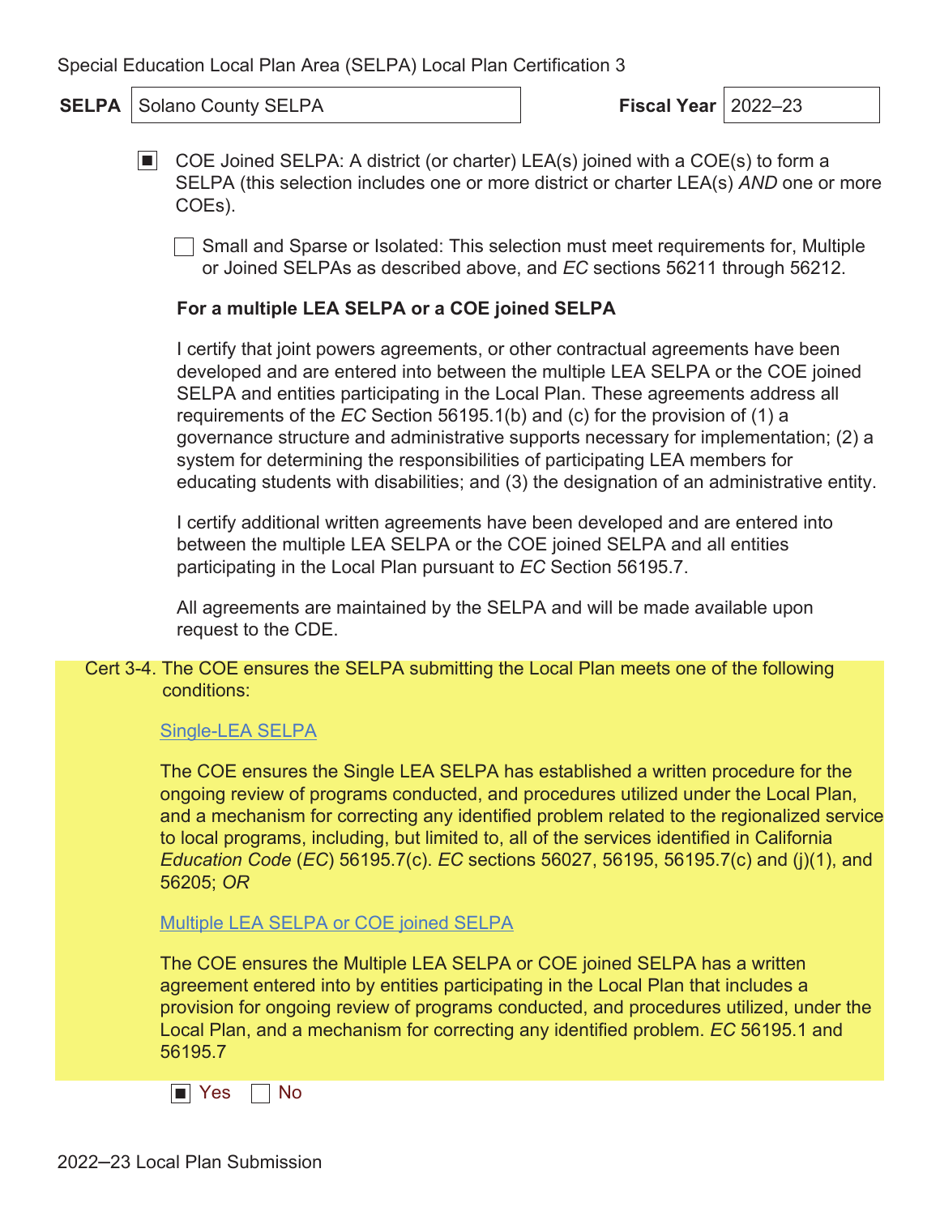Special Education Local Plan Area (SELPA) Local Plan Certification 3

| **SELPA** | Solano County SELPA | **Fiscal Year** | 2022–23 |
|---|---|---|---|

■ COE Joined SELPA: A district (or charter) LEA(s) joined with a COE(s) to form a SELPA (this selection includes one or more district or charter LEA(s) *AND* one or more COEs).

☐ Small and Sparse or Isolated: This selection must meet requirements for, Multiple or Joined SELPAs as described above, and *EC* sections 56211 through 56212.

**For a multiple LEA SELPA or a COE joined SELPA**

I certify that joint powers agreements, or other contractual agreements have been developed and are entered into between the multiple LEA SELPA or the COE joined SELPA and entities participating in the Local Plan. These agreements address all requirements of the *EC* Section 56195.1(b) and (c) for the provision of (1) a governance structure and administrative supports necessary for implementation; (2) a system for determining the responsibilities of participating LEA members for educating students with disabilities; and (3) the designation of an administrative entity.

I certify additional written agreements have been developed and are entered into between the multiple LEA SELPA or the COE joined SELPA and all entities participating in the Local Plan pursuant to *EC* Section 56195.7.

All agreements are maintained by the SELPA and will be made available upon request to the CDE.

Cert 3-4. The COE ensures the SELPA submitting the Local Plan meets one of the following conditions:

Single-LEA SELPA

The COE ensures the Single LEA SELPA has established a written procedure for the ongoing review of programs conducted, and procedures utilized under the Local Plan, and a mechanism for correcting any identified problem related to the regionalized service to local programs, including, but not limited to, all of the services identified in California *Education Code* (*EC*) 56195.7(c). *EC* sections 56027, 56195, 56195.7(c) and (j)(1), and 56205; *OR*

Multiple LEA SELPA or COE joined SELPA

The COE ensures the Multiple LEA SELPA or COE joined SELPA has a written agreement entered into by entities participating in the Local Plan that includes a provision for ongoing review of programs conducted, and procedures utilized, under the Local Plan, and a mechanism for correcting any identified problem. *EC* 56195.1 and 56195.7

■ Yes ☐ No

2022–23 Local Plan Submission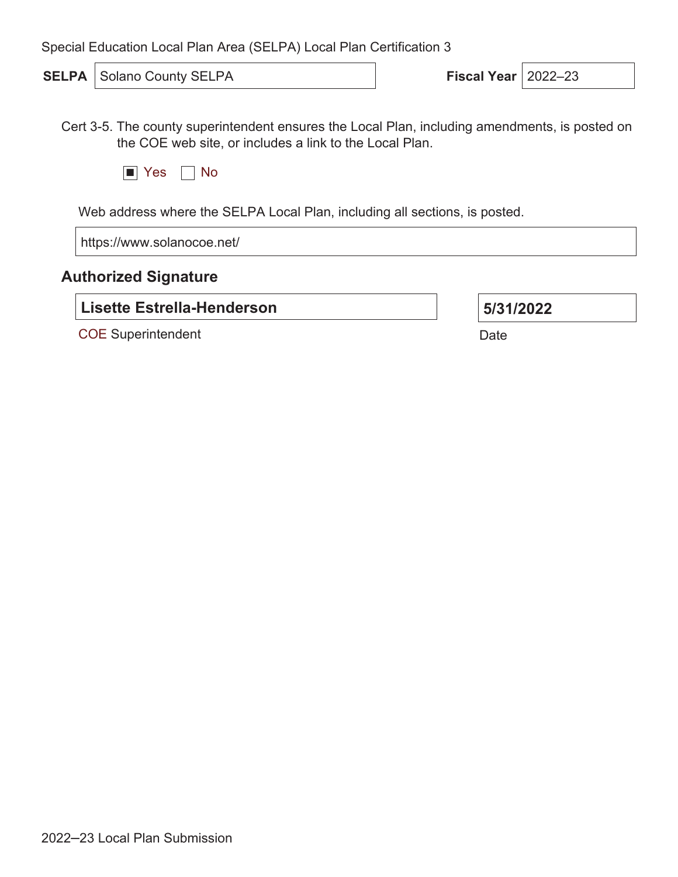Special Education Local Plan Area (SELPA) Local Plan Certification 3

**SELPA** Solano County SELPA **Fiscal Year** 2022–23

Cert 3-5. The county superintendent ensures the Local Plan, including amendments, is posted on the COE web site, or includes a link to the Local Plan.

■ Yes ☐ No

Web address where the SELPA Local Plan, including all sections, is posted.

https://www.solanocoe.net/

### Authorized Signature

**Lisette Estrella-Henderson**

COE Superintendent

**5/31/2022**

Date

2022–23 Local Plan Submission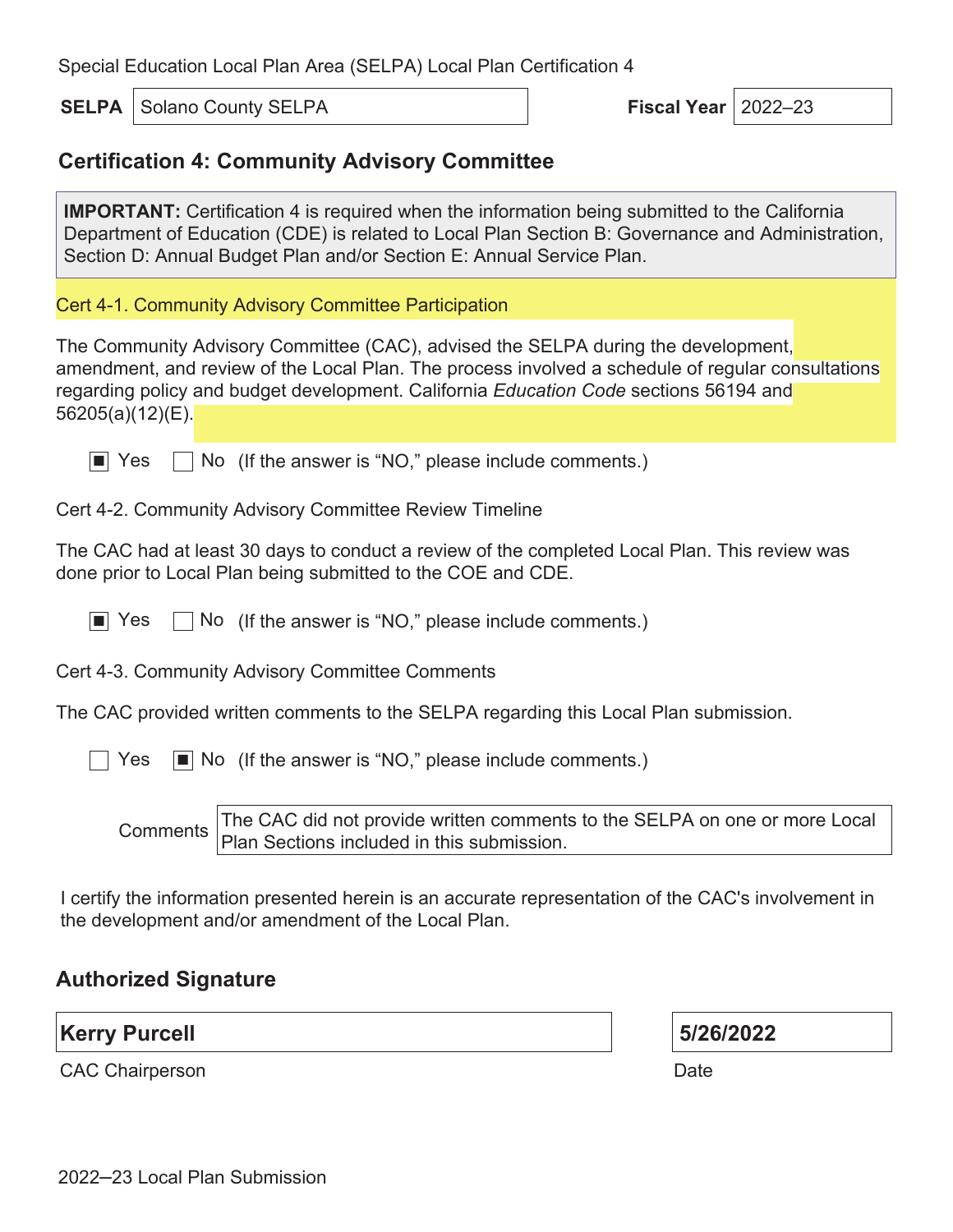Special Education Local Plan Area (SELPA) Local Plan Certification 4

**SELPA** Solano County SELPA **Fiscal Year** 2022–23

## Certification 4: Community Advisory Committee

**IMPORTANT:** Certification 4 is required when the information being submitted to the California Department of Education (CDE) is related to Local Plan Section B: Governance and Administration, Section D: Annual Budget Plan and/or Section E: Annual Service Plan.

Cert 4-1. Community Advisory Committee Participation

The Community Advisory Committee (CAC), advised the SELPA during the development, amendment, and review of the Local Plan. The process involved a schedule of regular consultations regarding policy and budget development. California *Education Code* sections 56194 and 56205(a)(12)(E).

■ Yes ☐ No (If the answer is "NO," please include comments.)

Cert 4-2. Community Advisory Committee Review Timeline

The CAC had at least 30 days to conduct a review of the completed Local Plan. This review was done prior to Local Plan being submitted to the COE and CDE.

■ Yes ☐ No (If the answer is "NO," please include comments.)

Cert 4-3. Community Advisory Committee Comments

The CAC provided written comments to the SELPA regarding this Local Plan submission.

☐ Yes ■ No (If the answer is "NO," please include comments.)

Comments: The CAC did not provide written comments to the SELPA on one or more Local Plan Sections included in this submission.

I certify the information presented herein is an accurate representation of the CAC's involvement in the development and/or amendment of the Local Plan.

### Authorized Signature

| **Kerry Purcell** | **5/26/2022** |
|---|---|
| CAC Chairperson | Date |

2022–23 Local Plan Submission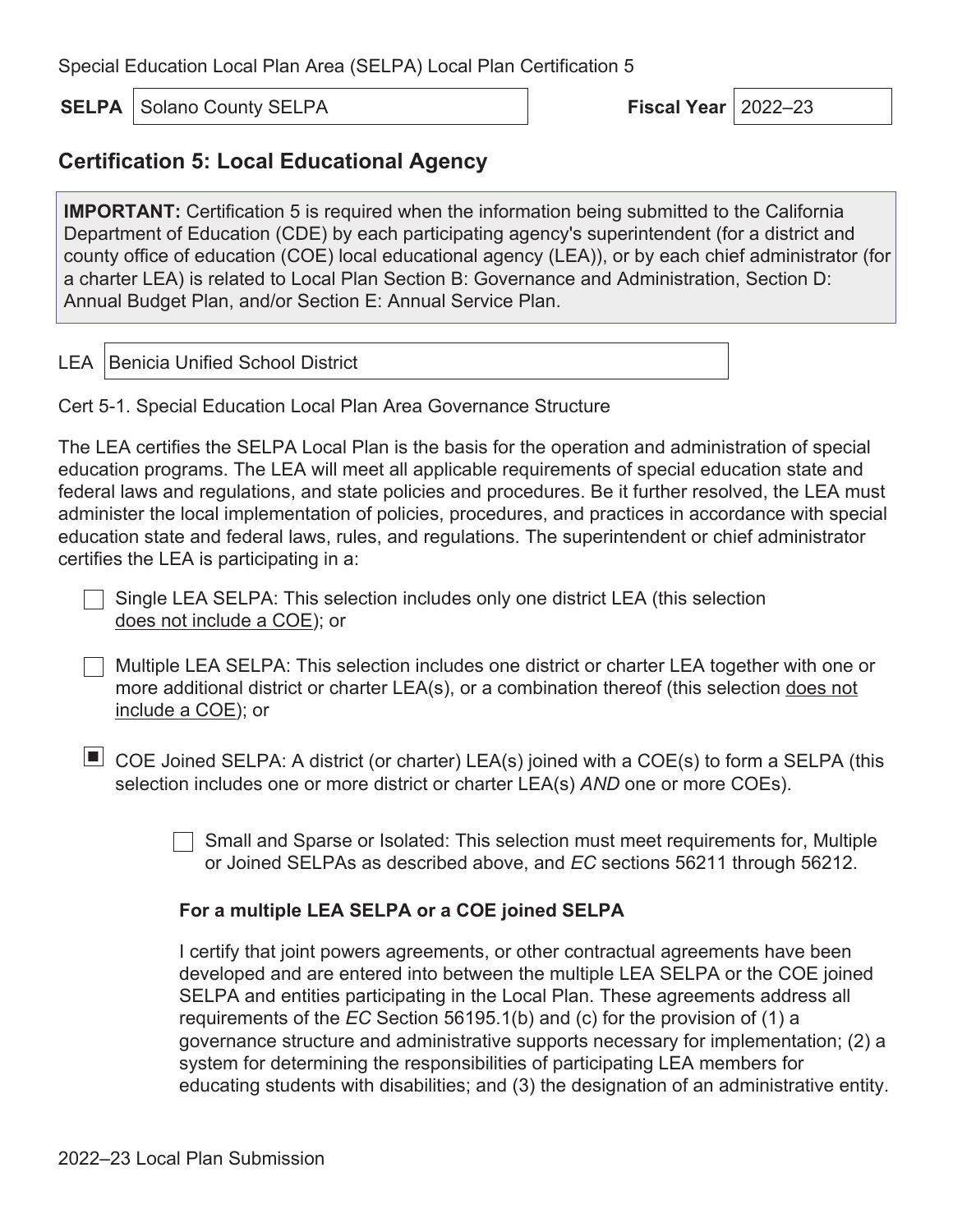Special Education Local Plan Area (SELPA) Local Plan Certification 5

**SELPA** Solano County SELPA **Fiscal Year** 2022–23

## Certification 5: Local Educational Agency

**IMPORTANT:** Certification 5 is required when the information being submitted to the California Department of Education (CDE) by each participating agency's superintendent (for a district and county office of education (COE) local educational agency (LEA)), or by each chief administrator (for a charter LEA) is related to Local Plan Section B: Governance and Administration, Section D: Annual Budget Plan, and/or Section E: Annual Service Plan.

LEA Benicia Unified School District

Cert 5-1. Special Education Local Plan Area Governance Structure

The LEA certifies the SELPA Local Plan is the basis for the operation and administration of special education programs. The LEA will meet all applicable requirements of special education state and federal laws and regulations, and state policies and procedures. Be it further resolved, the LEA must administer the local implementation of policies, procedures, and practices in accordance with special education state and federal laws, rules, and regulations. The superintendent or chief administrator certifies the LEA is participating in a:

- [ ] Single LEA SELPA: This selection includes only one district LEA (this selection does not include a COE); or
- [ ] Multiple LEA SELPA: This selection includes one district or charter LEA together with one or more additional district or charter LEA(s), or a combination thereof (this selection does not include a COE); or
- [x] COE Joined SELPA: A district (or charter) LEA(s) joined with a COE(s) to form a SELPA (this selection includes one or more district or charter LEA(s) *AND* one or more COEs).
  - [ ] Small and Sparse or Isolated: This selection must meet requirements for, Multiple or Joined SELPAs as described above, and *EC* sections 56211 through 56212.

**For a multiple LEA SELPA or a COE joined SELPA**

I certify that joint powers agreements, or other contractual agreements have been developed and are entered into between the multiple LEA SELPA or the COE joined SELPA and entities participating in the Local Plan. These agreements address all requirements of the *EC* Section 56195.1(b) and (c) for the provision of (1) a governance structure and administrative supports necessary for implementation; (2) a system for determining the responsibilities of participating LEA members for educating students with disabilities; and (3) the designation of an administrative entity.

2022–23 Local Plan Submission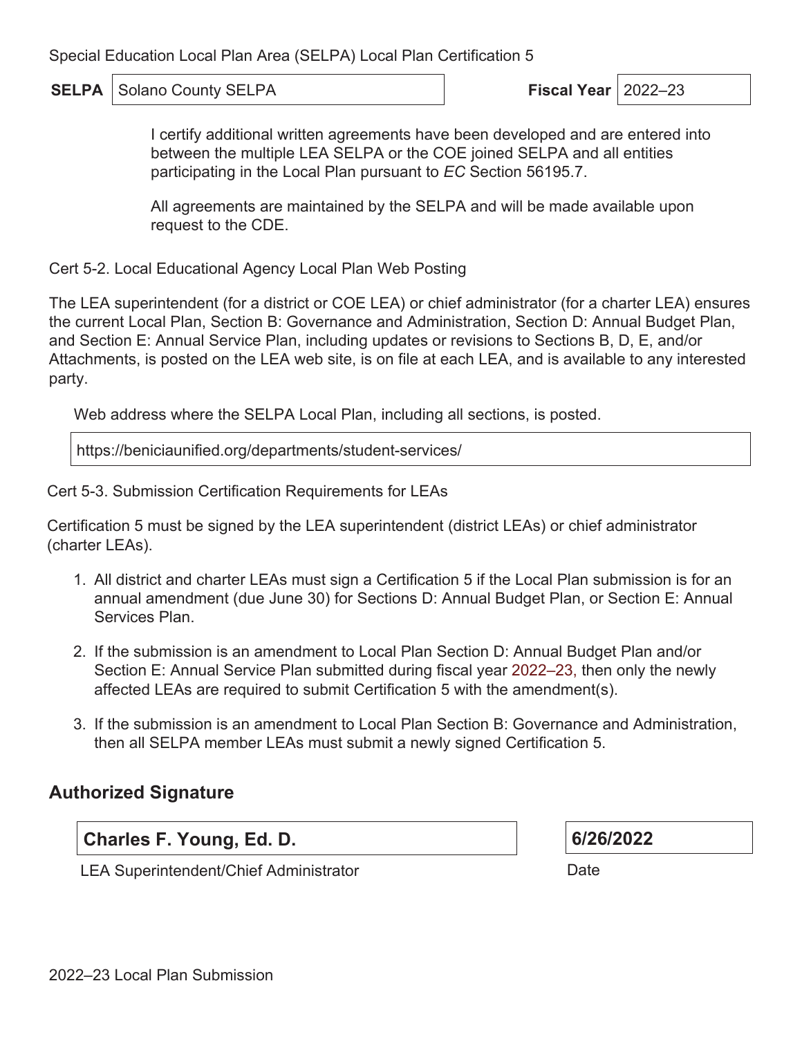Special Education Local Plan Area (SELPA) Local Plan Certification 5

| **SELPA** | Solano County SELPA | **Fiscal Year** | 2022–23 |
| --- | --- | --- | --- |

I certify additional written agreements have been developed and are entered into between the multiple LEA SELPA or the COE joined SELPA and all entities participating in the Local Plan pursuant to *EC* Section 56195.7.

All agreements are maintained by the SELPA and will be made available upon request to the CDE.

Cert 5-2. Local Educational Agency Local Plan Web Posting

The LEA superintendent (for a district or COE LEA) or chief administrator (for a charter LEA) ensures the current Local Plan, Section B: Governance and Administration, Section D: Annual Budget Plan, and Section E: Annual Service Plan, including updates or revisions to Sections B, D, E, and/or Attachments, is posted on the LEA web site, is on file at each LEA, and is available to any interested party.

Web address where the SELPA Local Plan, including all sections, is posted.

https://beniciaunified.org/departments/student-services/

Cert 5-3. Submission Certification Requirements for LEAs

Certification 5 must be signed by the LEA superintendent (district LEAs) or chief administrator (charter LEAs).

1. All district and charter LEAs must sign a Certification 5 if the Local Plan submission is for an annual amendment (due June 30) for Sections D: Annual Budget Plan, or Section E: Annual Services Plan.
2. If the submission is an amendment to Local Plan Section D: Annual Budget Plan and/or Section E: Annual Service Plan submitted during fiscal year 2022–23, then only the newly affected LEAs are required to submit Certification 5 with the amendment(s).
3. If the submission is an amendment to Local Plan Section B: Governance and Administration, then all SELPA member LEAs must submit a newly signed Certification 5.

## Authorized Signature

| **Charles F. Young, Ed. D.** | **6/26/2022** |
| --- | --- |
| LEA Superintendent/Chief Administrator | Date |

2022–23 Local Plan Submission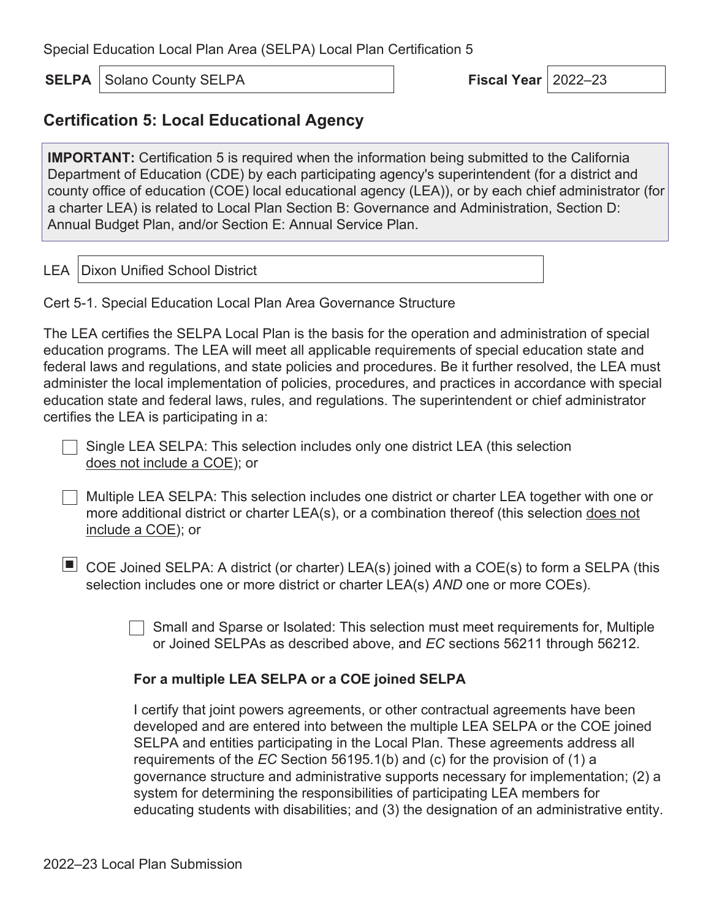Special Education Local Plan Area (SELPA) Local Plan Certification 5

**SELPA** | Solano County SELPA

**Fiscal Year** | 2022–23

## Certification 5: Local Educational Agency

**IMPORTANT:** Certification 5 is required when the information being submitted to the California Department of Education (CDE) by each participating agency's superintendent (for a district and county office of education (COE) local educational agency (LEA)), or by each chief administrator (for a charter LEA) is related to Local Plan Section B: Governance and Administration, Section D: Annual Budget Plan, and/or Section E: Annual Service Plan.

LEA | Dixon Unified School District

Cert 5-1. Special Education Local Plan Area Governance Structure

The LEA certifies the SELPA Local Plan is the basis for the operation and administration of special education programs. The LEA will meet all applicable requirements of special education state and federal laws and regulations, and state policies and procedures. Be it further resolved, the LEA must administer the local implementation of policies, procedures, and practices in accordance with special education state and federal laws, rules, and regulations. The superintendent or chief administrator certifies the LEA is participating in a:

- [ ] Single LEA SELPA: This selection includes only one district LEA (this selection does not include a COE); or
- [ ] Multiple LEA SELPA: This selection includes one district or charter LEA together with one or more additional district or charter LEA(s), or a combination thereof (this selection does not include a COE); or
- [x] COE Joined SELPA: A district (or charter) LEA(s) joined with a COE(s) to form a SELPA (this selection includes one or more district or charter LEA(s) *AND* one or more COEs).
  - [ ] Small and Sparse or Isolated: This selection must meet requirements for, Multiple or Joined SELPAs as described above, and *EC* sections 56211 through 56212.

**For a multiple LEA SELPA or a COE joined SELPA**

I certify that joint powers agreements, or other contractual agreements have been developed and are entered into between the multiple LEA SELPA or the COE joined SELPA and entities participating in the Local Plan. These agreements address all requirements of the *EC* Section 56195.1(b) and (c) for the provision of (1) a governance structure and administrative supports necessary for implementation; (2) a system for determining the responsibilities of participating LEA members for educating students with disabilities; and (3) the designation of an administrative entity.

2022–23 Local Plan Submission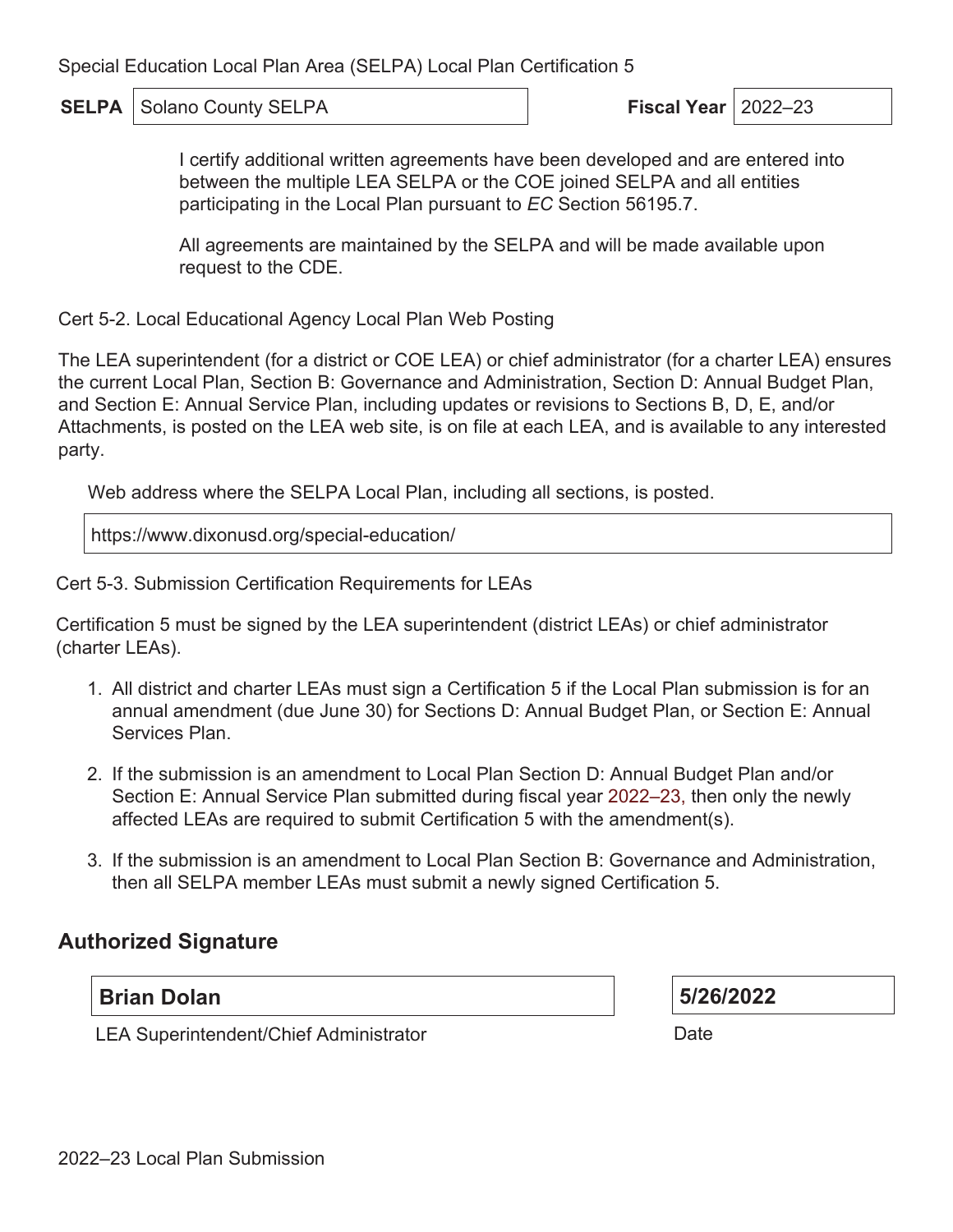Special Education Local Plan Area (SELPA) Local Plan Certification 5

| **SELPA** | Solano County SELPA | **Fiscal Year** | 2022–23 |
|---|---|---|---|

I certify additional written agreements have been developed and are entered into between the multiple LEA SELPA or the COE joined SELPA and all entities participating in the Local Plan pursuant to *EC* Section 56195.7.

All agreements are maintained by the SELPA and will be made available upon request to the CDE.

Cert 5-2. Local Educational Agency Local Plan Web Posting

The LEA superintendent (for a district or COE LEA) or chief administrator (for a charter LEA) ensures the current Local Plan, Section B: Governance and Administration, Section D: Annual Budget Plan, and Section E: Annual Service Plan, including updates or revisions to Sections B, D, E, and/or Attachments, is posted on the LEA web site, is on file at each LEA, and is available to any interested party.

Web address where the SELPA Local Plan, including all sections, is posted.

https://www.dixonusd.org/special-education/

Cert 5-3. Submission Certification Requirements for LEAs

Certification 5 must be signed by the LEA superintendent (district LEAs) or chief administrator (charter LEAs).

1. All district and charter LEAs must sign a Certification 5 if the Local Plan submission is for an annual amendment (due June 30) for Sections D: Annual Budget Plan, or Section E: Annual Services Plan.
2. If the submission is an amendment to Local Plan Section D: Annual Budget Plan and/or Section E: Annual Service Plan submitted during fiscal year 2022–23, then only the newly affected LEAs are required to submit Certification 5 with the amendment(s).
3. If the submission is an amendment to Local Plan Section B: Governance and Administration, then all SELPA member LEAs must submit a newly signed Certification 5.

## Authorized Signature

**Brian Dolan**

LEA Superintendent/Chief Administrator

**5/26/2022**

Date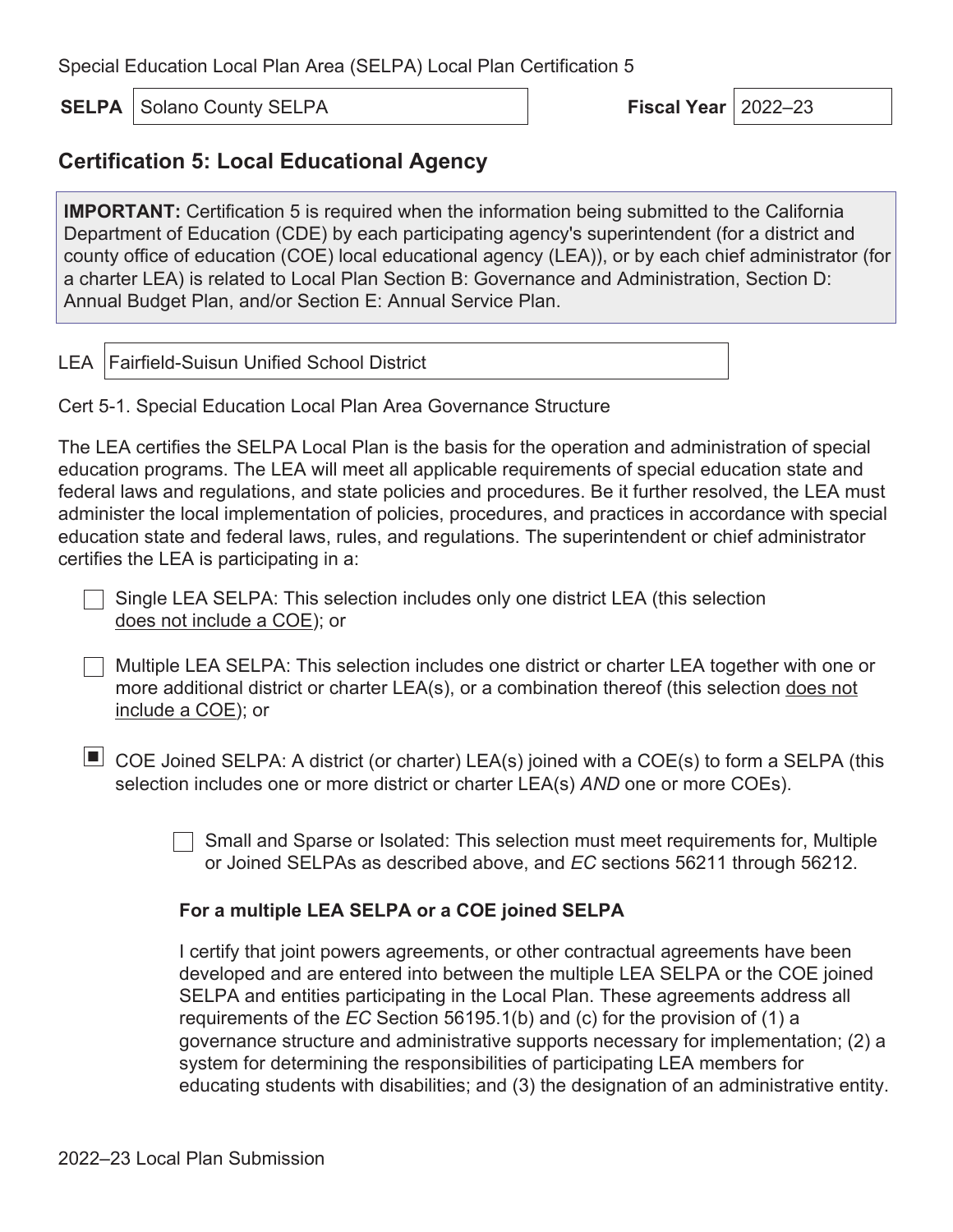Special Education Local Plan Area (SELPA) Local Plan Certification 5

**SELPA** Solano County SELPA **Fiscal Year** 2022–23

## Certification 5: Local Educational Agency

**IMPORTANT:** Certification 5 is required when the information being submitted to the California Department of Education (CDE) by each participating agency's superintendent (for a district and county office of education (COE) local educational agency (LEA)), or by each chief administrator (for a charter LEA) is related to Local Plan Section B: Governance and Administration, Section D: Annual Budget Plan, and/or Section E: Annual Service Plan.

LEA Fairfield-Suisun Unified School District

Cert 5-1. Special Education Local Plan Area Governance Structure

The LEA certifies the SELPA Local Plan is the basis for the operation and administration of special education programs. The LEA will meet all applicable requirements of special education state and federal laws and regulations, and state policies and procedures. Be it further resolved, the LEA must administer the local implementation of policies, procedures, and practices in accordance with special education state and federal laws, rules, and regulations. The superintendent or chief administrator certifies the LEA is participating in a:

- [ ] Single LEA SELPA: This selection includes only one district LEA (this selection does not include a COE); or
- [ ] Multiple LEA SELPA: This selection includes one district or charter LEA together with one or more additional district or charter LEA(s), or a combination thereof (this selection does not include a COE); or
- [x] COE Joined SELPA: A district (or charter) LEA(s) joined with a COE(s) to form a SELPA (this selection includes one or more district or charter LEA(s) *AND* one or more COEs).
  - [ ] Small and Sparse or Isolated: This selection must meet requirements for, Multiple or Joined SELPAs as described above, and *EC* sections 56211 through 56212.

**For a multiple LEA SELPA or a COE joined SELPA**

I certify that joint powers agreements, or other contractual agreements have been developed and are entered into between the multiple LEA SELPA or the COE joined SELPA and entities participating in the Local Plan. These agreements address all requirements of the *EC* Section 56195.1(b) and (c) for the provision of (1) a governance structure and administrative supports necessary for implementation; (2) a system for determining the responsibilities of participating LEA members for educating students with disabilities; and (3) the designation of an administrative entity.

2022–23 Local Plan Submission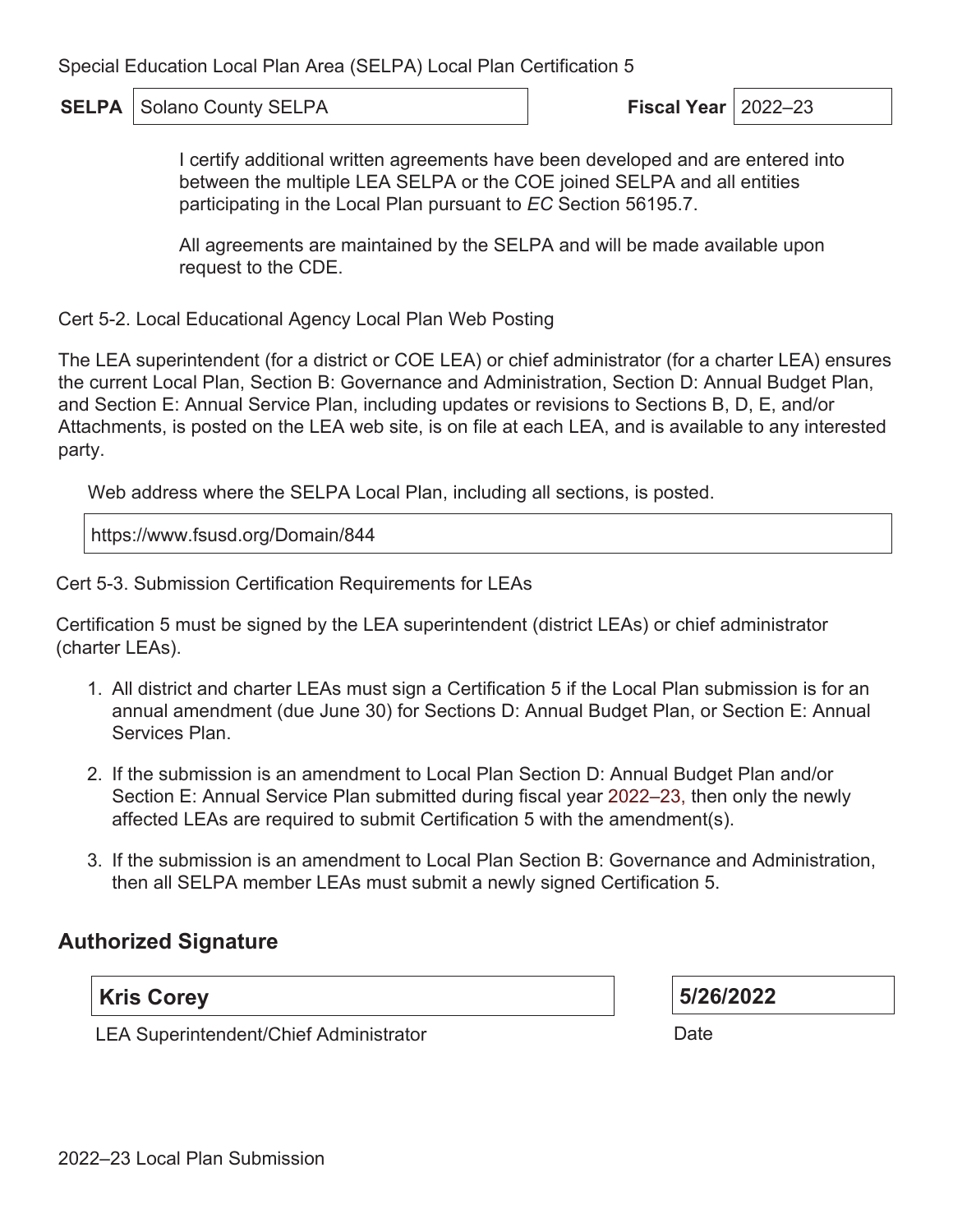Special Education Local Plan Area (SELPA) Local Plan Certification 5

| SELPA | Solano County SELPA | Fiscal Year | 2022–23 |
|---|---|---|---|

I certify additional written agreements have been developed and are entered into between the multiple LEA SELPA or the COE joined SELPA and all entities participating in the Local Plan pursuant to *EC* Section 56195.7.

All agreements are maintained by the SELPA and will be made available upon request to the CDE.

Cert 5-2. Local Educational Agency Local Plan Web Posting

The LEA superintendent (for a district or COE LEA) or chief administrator (for a charter LEA) ensures the current Local Plan, Section B: Governance and Administration, Section D: Annual Budget Plan, and Section E: Annual Service Plan, including updates or revisions to Sections B, D, E, and/or Attachments, is posted on the LEA web site, is on file at each LEA, and is available to any interested party.

Web address where the SELPA Local Plan, including all sections, is posted.

https://www.fsusd.org/Domain/844

Cert 5-3. Submission Certification Requirements for LEAs

Certification 5 must be signed by the LEA superintendent (district LEAs) or chief administrator (charter LEAs).

1. All district and charter LEAs must sign a Certification 5 if the Local Plan submission is for an annual amendment (due June 30) for Sections D: Annual Budget Plan, or Section E: Annual Services Plan.
2. If the submission is an amendment to Local Plan Section D: Annual Budget Plan and/or Section E: Annual Service Plan submitted during fiscal year 2022–23, then only the newly affected LEAs are required to submit Certification 5 with the amendment(s).
3. If the submission is an amendment to Local Plan Section B: Governance and Administration, then all SELPA member LEAs must submit a newly signed Certification 5.

## Authorized Signature

| **Kris Corey** | **5/26/2022** |
|---|---|
| LEA Superintendent/Chief Administrator | Date |

2022–23 Local Plan Submission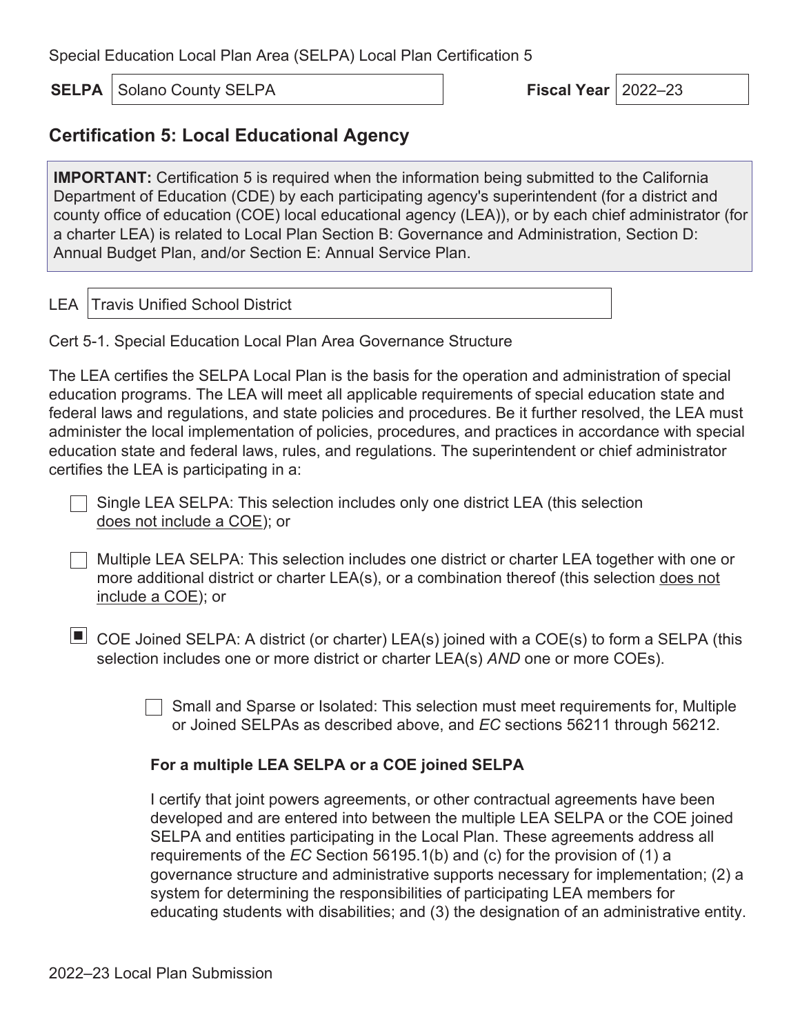Special Education Local Plan Area (SELPA) Local Plan Certification 5

**SELPA** Solano County SELPA **Fiscal Year** 2022–23

## Certification 5: Local Educational Agency

**IMPORTANT:** Certification 5 is required when the information being submitted to the California Department of Education (CDE) by each participating agency's superintendent (for a district and county office of education (COE) local educational agency (LEA)), or by each chief administrator (for a charter LEA) is related to Local Plan Section B: Governance and Administration, Section D: Annual Budget Plan, and/or Section E: Annual Service Plan.

LEA Travis Unified School District

Cert 5-1. Special Education Local Plan Area Governance Structure

The LEA certifies the SELPA Local Plan is the basis for the operation and administration of special education programs. The LEA will meet all applicable requirements of special education state and federal laws and regulations, and state policies and procedures. Be it further resolved, the LEA must administer the local implementation of policies, procedures, and practices in accordance with special education state and federal laws, rules, and regulations. The superintendent or chief administrator certifies the LEA is participating in a:

- [ ] Single LEA SELPA: This selection includes only one district LEA (this selection does not include a COE); or
- [ ] Multiple LEA SELPA: This selection includes one district or charter LEA together with one or more additional district or charter LEA(s), or a combination thereof (this selection does not include a COE); or
- [x] COE Joined SELPA: A district (or charter) LEA(s) joined with a COE(s) to form a SELPA (this selection includes one or more district or charter LEA(s) *AND* one or more COEs).
  - [ ] Small and Sparse or Isolated: This selection must meet requirements for, Multiple or Joined SELPAs as described above, and *EC* sections 56211 through 56212.

**For a multiple LEA SELPA or a COE joined SELPA**

I certify that joint powers agreements, or other contractual agreements have been developed and are entered into between the multiple LEA SELPA or the COE joined SELPA and entities participating in the Local Plan. These agreements address all requirements of the *EC* Section 56195.1(b) and (c) for the provision of (1) a governance structure and administrative supports necessary for implementation; (2) a system for determining the responsibilities of participating LEA members for educating students with disabilities; and (3) the designation of an administrative entity.

2022–23 Local Plan Submission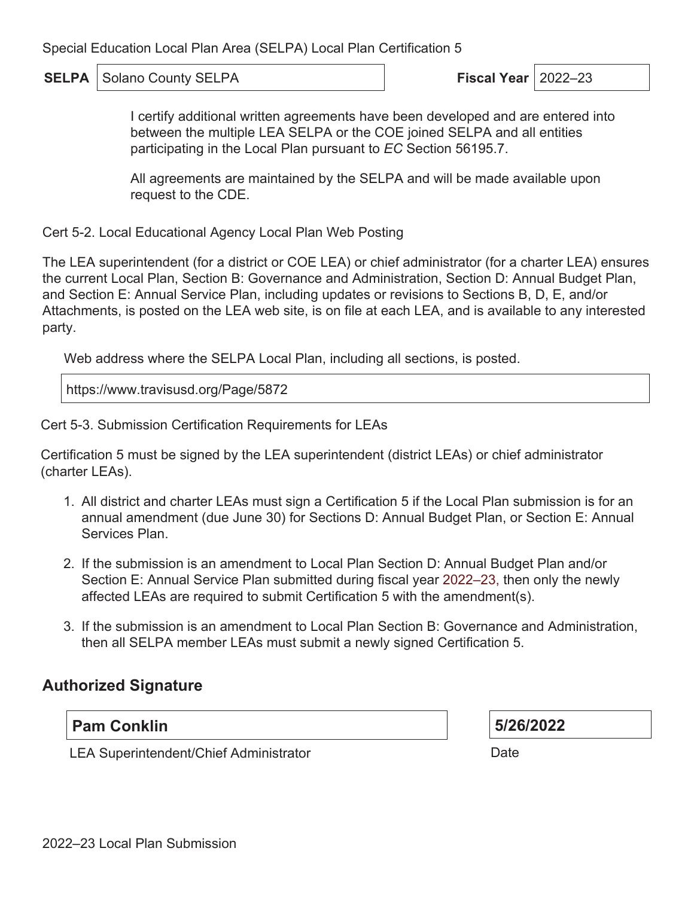Special Education Local Plan Area (SELPA) Local Plan Certification 5

| SELPA | Solano County SELPA | Fiscal Year | 2022–23 |
| --- | --- | --- | --- |

I certify additional written agreements have been developed and are entered into between the multiple LEA SELPA or the COE joined SELPA and all entities participating in the Local Plan pursuant to *EC* Section 56195.7.

All agreements are maintained by the SELPA and will be made available upon request to the CDE.

Cert 5-2. Local Educational Agency Local Plan Web Posting

The LEA superintendent (for a district or COE LEA) or chief administrator (for a charter LEA) ensures the current Local Plan, Section B: Governance and Administration, Section D: Annual Budget Plan, and Section E: Annual Service Plan, including updates or revisions to Sections B, D, E, and/or Attachments, is posted on the LEA web site, is on file at each LEA, and is available to any interested party.

Web address where the SELPA Local Plan, including all sections, is posted.

https://www.travisusd.org/Page/5872

Cert 5-3. Submission Certification Requirements for LEAs

Certification 5 must be signed by the LEA superintendent (district LEAs) or chief administrator (charter LEAs).

1. All district and charter LEAs must sign a Certification 5 if the Local Plan submission is for an annual amendment (due June 30) for Sections D: Annual Budget Plan, or Section E: Annual Services Plan.
2. If the submission is an amendment to Local Plan Section D: Annual Budget Plan and/or Section E: Annual Service Plan submitted during fiscal year 2022–23, then only the newly affected LEAs are required to submit Certification 5 with the amendment(s).
3. If the submission is an amendment to Local Plan Section B: Governance and Administration, then all SELPA member LEAs must submit a newly signed Certification 5.

## Authorized Signature

| **Pam Conklin** | **5/26/2022** |
| --- | --- |
| LEA Superintendent/Chief Administrator | Date |

2022–23 Local Plan Submission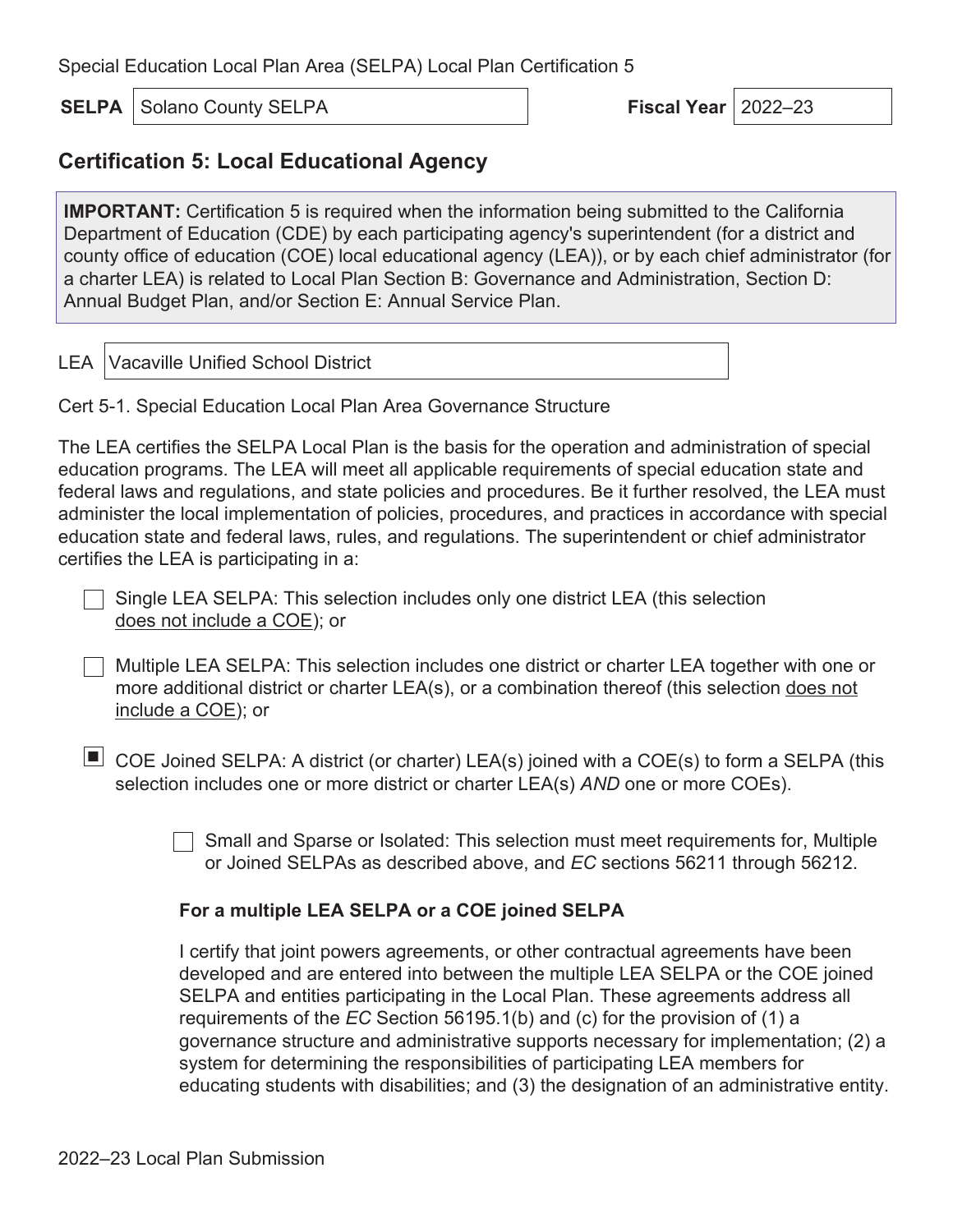Special Education Local Plan Area (SELPA) Local Plan Certification 5

| **SELPA** | Solano County SELPA | **Fiscal Year** | 2022–23 |
|---|---|---|---|

## Certification 5: Local Educational Agency

**IMPORTANT:** Certification 5 is required when the information being submitted to the California Department of Education (CDE) by each participating agency's superintendent (for a district and county office of education (COE) local educational agency (LEA)), or by each chief administrator (for a charter LEA) is related to Local Plan Section B: Governance and Administration, Section D: Annual Budget Plan, and/or Section E: Annual Service Plan.

| LEA | Vacaville Unified School District |
|---|---|

Cert 5-1. Special Education Local Plan Area Governance Structure

The LEA certifies the SELPA Local Plan is the basis for the operation and administration of special education programs. The LEA will meet all applicable requirements of special education state and federal laws and regulations, and state policies and procedures. Be it further resolved, the LEA must administer the local implementation of policies, procedures, and practices in accordance with special education state and federal laws, rules, and regulations. The superintendent or chief administrator certifies the LEA is participating in a:

- [ ] Single LEA SELPA: This selection includes only one district LEA (this selection does not include a COE); or
- [ ] Multiple LEA SELPA: This selection includes one district or charter LEA together with one or more additional district or charter LEA(s), or a combination thereof (this selection does not include a COE); or
- [x] COE Joined SELPA: A district (or charter) LEA(s) joined with a COE(s) to form a SELPA (this selection includes one or more district or charter LEA(s) *AND* one or more COEs).
  - [ ] Small and Sparse or Isolated: This selection must meet requirements for, Multiple or Joined SELPAs as described above, and *EC* sections 56211 through 56212.

**For a multiple LEA SELPA or a COE joined SELPA**

I certify that joint powers agreements, or other contractual agreements have been developed and are entered into between the multiple LEA SELPA or the COE joined SELPA and entities participating in the Local Plan. These agreements address all requirements of the *EC* Section 56195.1(b) and (c) for the provision of (1) a governance structure and administrative supports necessary for implementation; (2) a system for determining the responsibilities of participating LEA members for educating students with disabilities; and (3) the designation of an administrative entity.

2022–23 Local Plan Submission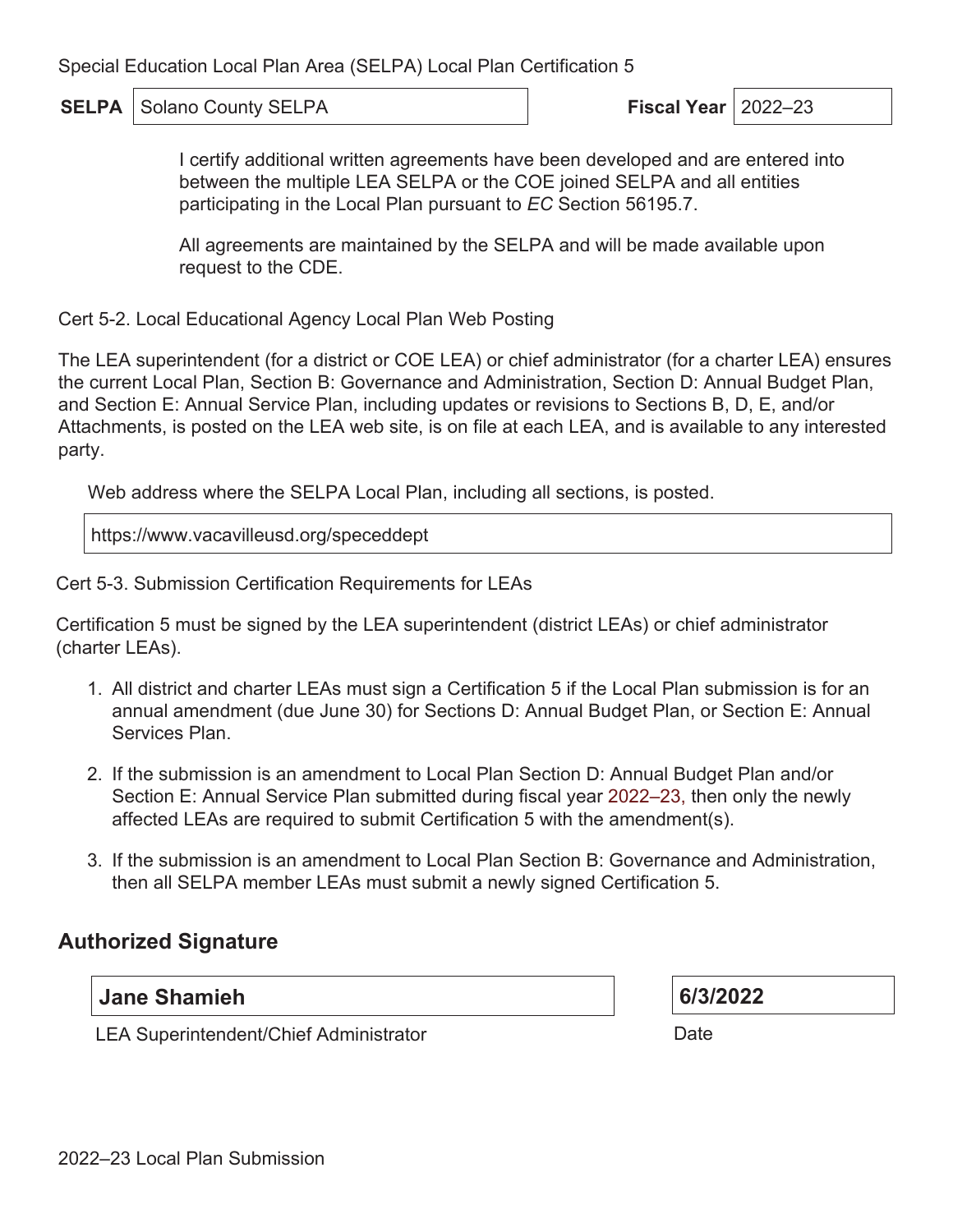Special Education Local Plan Area (SELPA) Local Plan Certification 5

| | | | |
|---|---|---|---|
| **SELPA** | Solano County SELPA | **Fiscal Year** | 2022–23 |

I certify additional written agreements have been developed and are entered into between the multiple LEA SELPA or the COE joined SELPA and all entities participating in the Local Plan pursuant to *EC* Section 56195.7.

All agreements are maintained by the SELPA and will be made available upon request to the CDE.

Cert 5-2. Local Educational Agency Local Plan Web Posting

The LEA superintendent (for a district or COE LEA) or chief administrator (for a charter LEA) ensures the current Local Plan, Section B: Governance and Administration, Section D: Annual Budget Plan, and Section E: Annual Service Plan, including updates or revisions to Sections B, D, E, and/or Attachments, is posted on the LEA web site, is on file at each LEA, and is available to any interested party.

Web address where the SELPA Local Plan, including all sections, is posted.

https://www.vacavilleusd.org/speceddept

Cert 5-3. Submission Certification Requirements for LEAs

Certification 5 must be signed by the LEA superintendent (district LEAs) or chief administrator (charter LEAs).

1. All district and charter LEAs must sign a Certification 5 if the Local Plan submission is for an annual amendment (due June 30) for Sections D: Annual Budget Plan, or Section E: Annual Services Plan.
2. If the submission is an amendment to Local Plan Section D: Annual Budget Plan and/or Section E: Annual Service Plan submitted during fiscal year 2022–23, then only the newly affected LEAs are required to submit Certification 5 with the amendment(s).
3. If the submission is an amendment to Local Plan Section B: Governance and Administration, then all SELPA member LEAs must submit a newly signed Certification 5.

## Authorized Signature

| | |
|---|---|
| **Jane Shamieh** | **6/3/2022** |
| LEA Superintendent/Chief Administrator | Date |